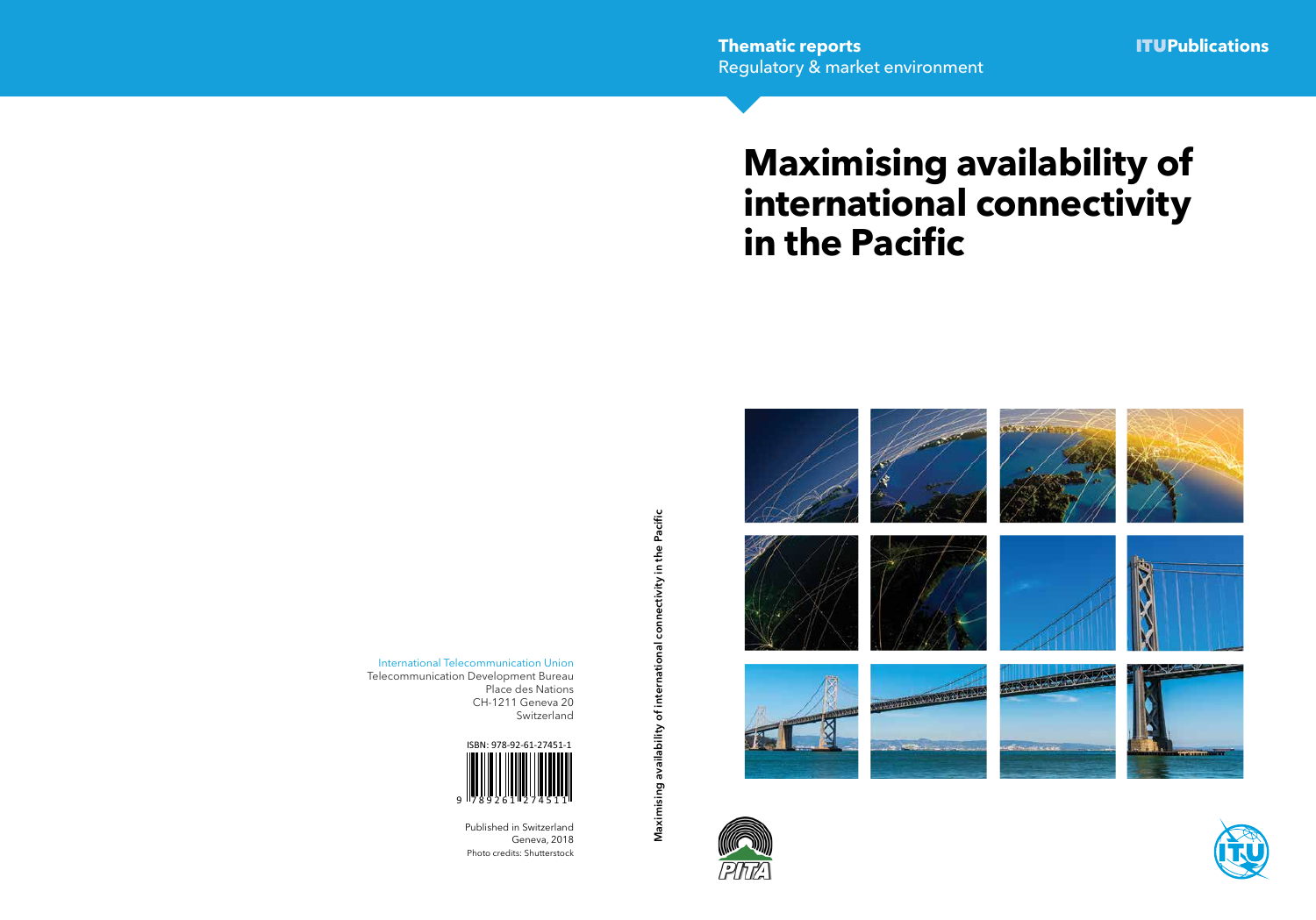**Thematic reports**
Regulatory & market environment

**ITUPublications**

# Maximising availability of international connectivity in the Pacific

International Telecommunication Union
Telecommunication Development Bureau
Place des Nations
CH-1211 Geneva 20
Switzerland

ISBN: 978-92-61-27451-1

Published in Switzerland
Geneva, 2018
Photo credits: Shutterstock

Maximising availability of international connectivity in the Pacific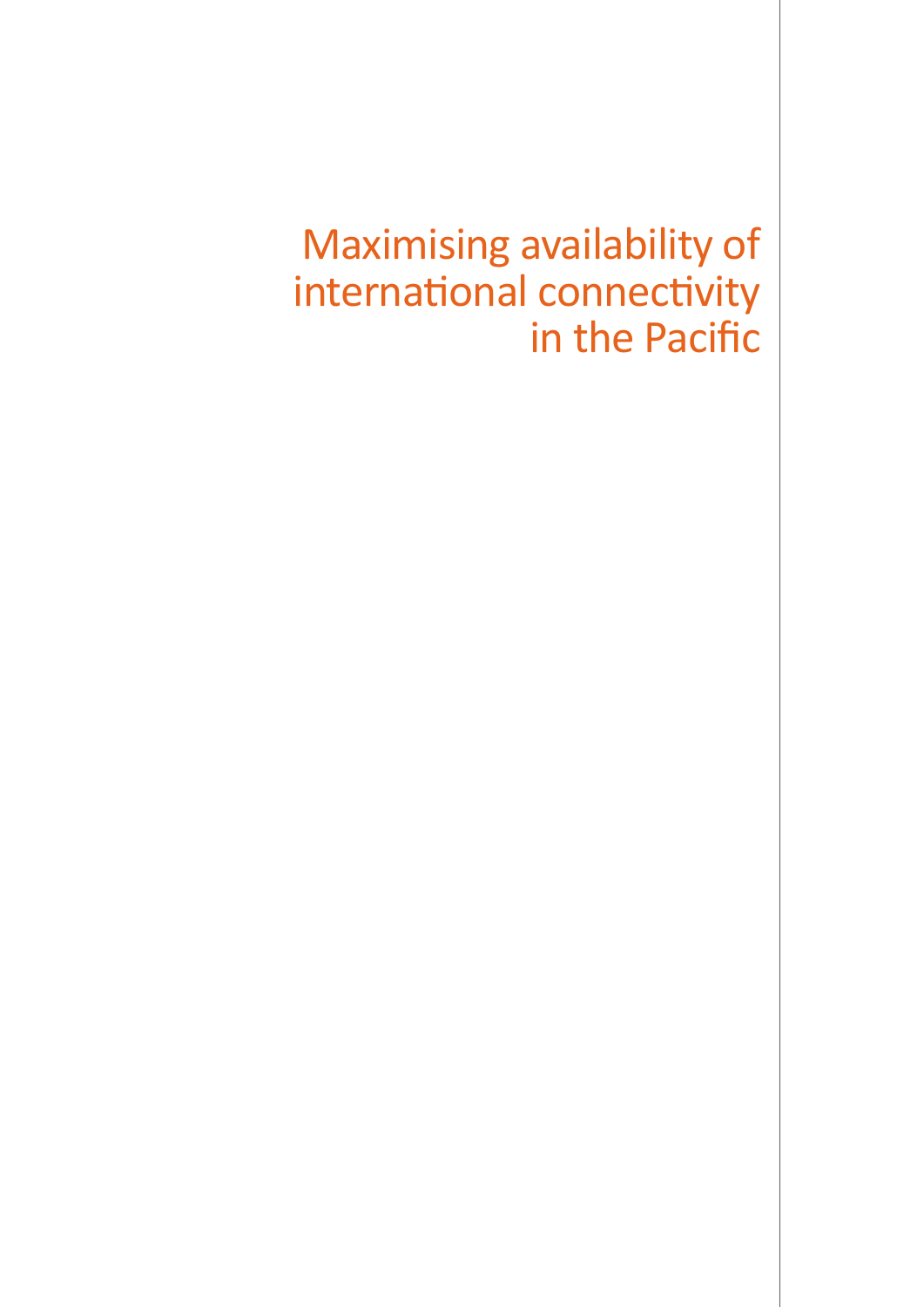# Maximising availability of international connectivity in the Pacific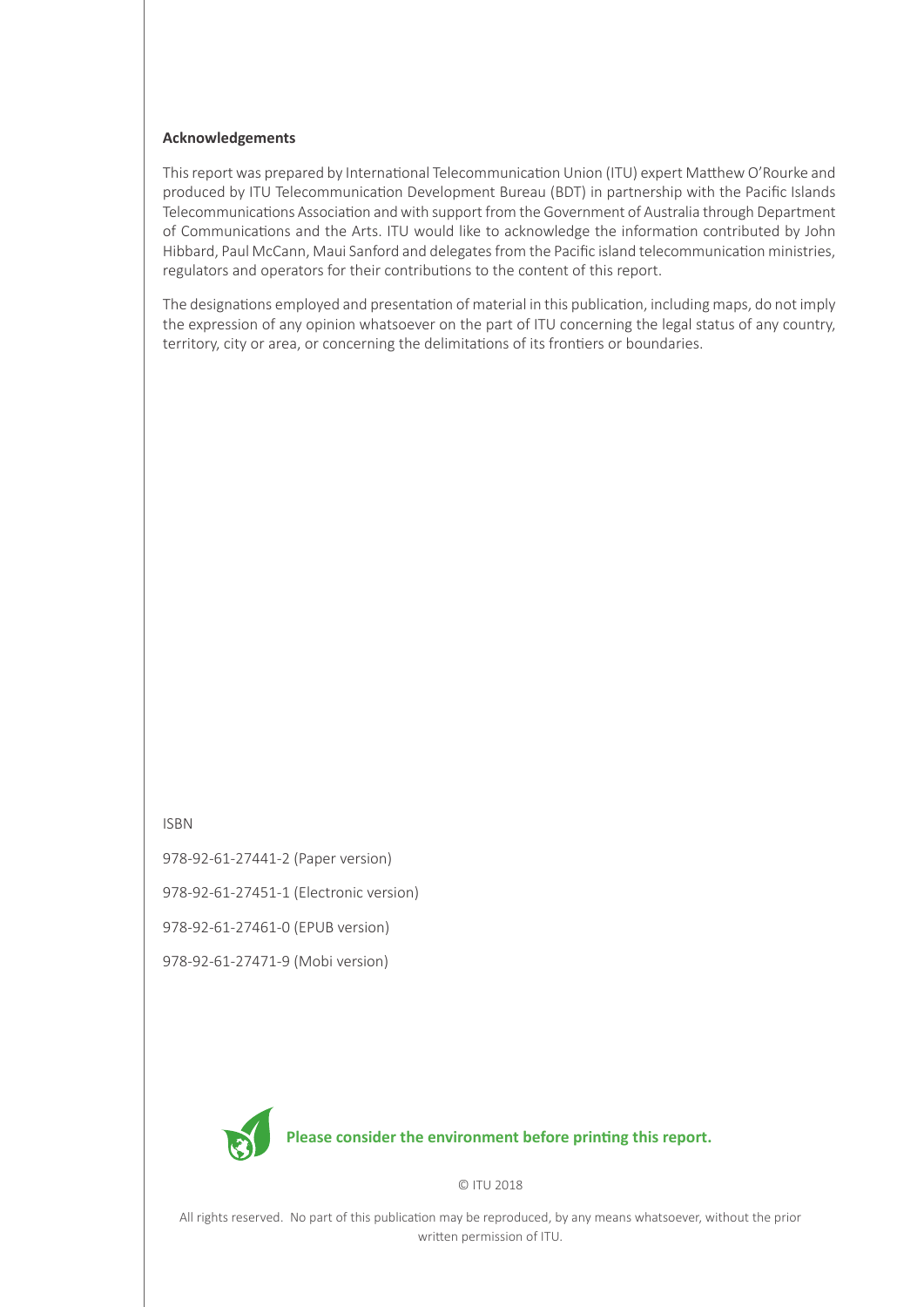**Acknowledgements**

This report was prepared by International Telecommunication Union (ITU) expert Matthew O'Rourke and produced by ITU Telecommunication Development Bureau (BDT) in partnership with the Pacific Islands Telecommunications Association and with support from the Government of Australia through Department of Communications and the Arts. ITU would like to acknowledge the information contributed by John Hibbard, Paul McCann, Maui Sanford and delegates from the Pacific island telecommunication ministries, regulators and operators for their contributions to the content of this report.

The designations employed and presentation of material in this publication, including maps, do not imply the expression of any opinion whatsoever on the part of ITU concerning the legal status of any country, territory, city or area, or concerning the delimitations of its frontiers or boundaries.

ISBN

978-92-61-27441-2 (Paper version)

978-92-61-27451-1 (Electronic version)

978-92-61-27461-0 (EPUB version)

978-92-61-27471-9 (Mobi version)

**Please consider the environment before printing this report.**

© ITU 2018

All rights reserved. No part of this publication may be reproduced, by any means whatsoever, without the prior written permission of ITU.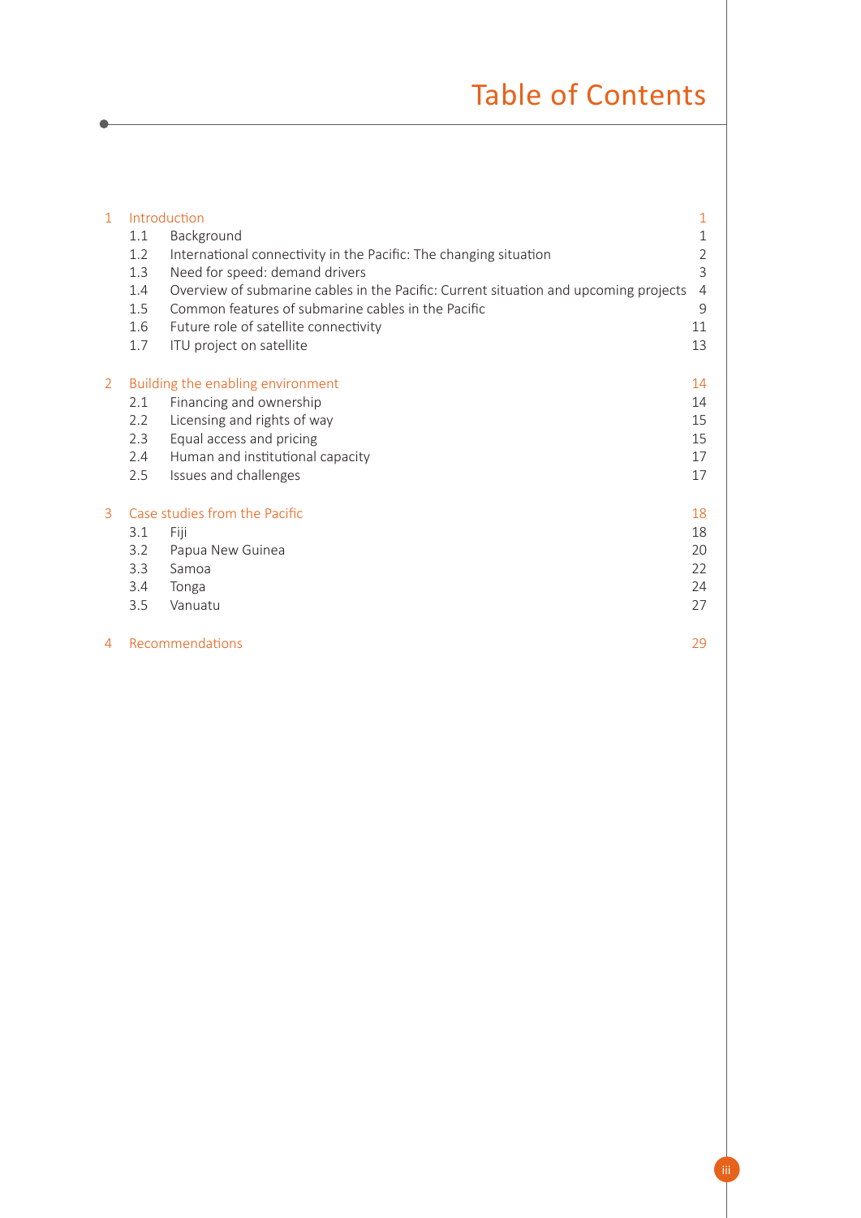# Table of Contents

| | | |
|---|---|---|
| 1 | Introduction | 1 |
| 1.1 | Background | 1 |
| 1.2 | International connectivity in the Pacific: The changing situation | 2 |
| 1.3 | Need for speed: demand drivers | 3 |
| 1.4 | Overview of submarine cables in the Pacific: Current situation and upcoming projects | 4 |
| 1.5 | Common features of submarine cables in the Pacific | 9 |
| 1.6 | Future role of satellite connectivity | 11 |
| 1.7 | ITU project on satellite | 13 |
| 2 | Building the enabling environment | 14 |
| 2.1 | Financing and ownership | 14 |
| 2.2 | Licensing and rights of way | 15 |
| 2.3 | Equal access and pricing | 15 |
| 2.4 | Human and institutional capacity | 17 |
| 2.5 | Issues and challenges | 17 |
| 3 | Case studies from the Pacific | 18 |
| 3.1 | Fiji | 18 |
| 3.2 | Papua New Guinea | 20 |
| 3.3 | Samoa | 22 |
| 3.4 | Tonga | 24 |
| 3.5 | Vanuatu | 27 |
| 4 | Recommendations | 29 |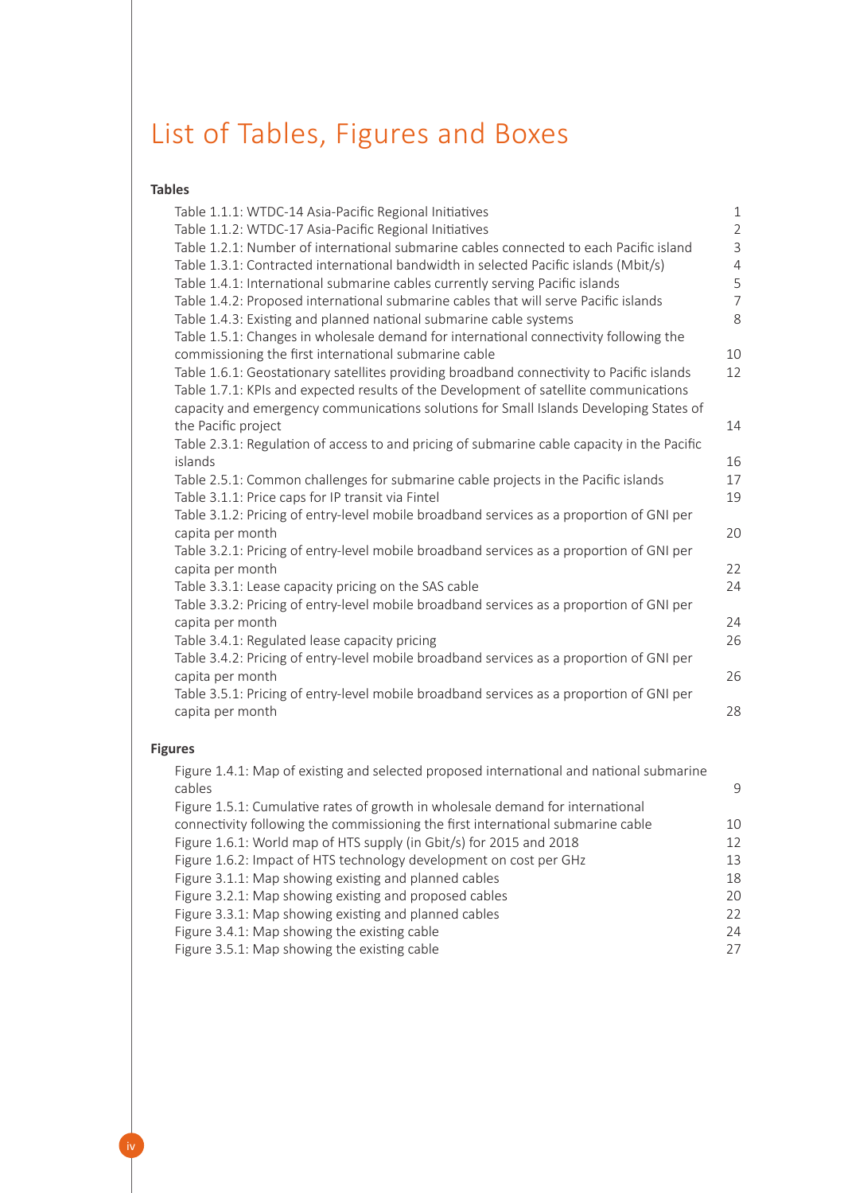# List of Tables, Figures and Boxes

## Tables

| | |
|---|---|
| Table 1.1.1: WTDC-14 Asia-Pacific Regional Initiatives | 1 |
| Table 1.1.2: WTDC-17 Asia-Pacific Regional Initiatives | 2 |
| Table 1.2.1: Number of international submarine cables connected to each Pacific island | 3 |
| Table 1.3.1: Contracted international bandwidth in selected Pacific islands (Mbit/s) | 4 |
| Table 1.4.1: International submarine cables currently serving Pacific islands | 5 |
| Table 1.4.2: Proposed international submarine cables that will serve Pacific islands | 7 |
| Table 1.4.3: Existing and planned national submarine cable systems | 8 |
| Table 1.5.1: Changes in wholesale demand for international connectivity following the commissioning the first international submarine cable | 10 |
| Table 1.6.1: Geostationary satellites providing broadband connectivity to Pacific islands | 12 |
| Table 1.7.1: KPIs and expected results of the Development of satellite communications capacity and emergency communications solutions for Small Islands Developing States of the Pacific project | 14 |
| Table 2.3.1: Regulation of access to and pricing of submarine cable capacity in the Pacific islands | 16 |
| Table 2.5.1: Common challenges for submarine cable projects in the Pacific islands | 17 |
| Table 3.1.1: Price caps for IP transit via Fintel | 19 |
| Table 3.1.2: Pricing of entry-level mobile broadband services as a proportion of GNI per capita per month | 20 |
| Table 3.2.1: Pricing of entry-level mobile broadband services as a proportion of GNI per capita per month | 22 |
| Table 3.3.1: Lease capacity pricing on the SAS cable | 24 |
| Table 3.3.2: Pricing of entry-level mobile broadband services as a proportion of GNI per capita per month | 24 |
| Table 3.4.1: Regulated lease capacity pricing | 26 |
| Table 3.4.2: Pricing of entry-level mobile broadband services as a proportion of GNI per capita per month | 26 |
| Table 3.5.1: Pricing of entry-level mobile broadband services as a proportion of GNI per capita per month | 28 |

## Figures

| | |
|---|---|
| Figure 1.4.1: Map of existing and selected proposed international and national submarine cables | 9 |
| Figure 1.5.1: Cumulative rates of growth in wholesale demand for international connectivity following the commissioning the first international submarine cable | 10 |
| Figure 1.6.1: World map of HTS supply (in Gbit/s) for 2015 and 2018 | 12 |
| Figure 1.6.2: Impact of HTS technology development on cost per GHz | 13 |
| Figure 3.1.1: Map showing existing and planned cables | 18 |
| Figure 3.2.1: Map showing existing and proposed cables | 20 |
| Figure 3.3.1: Map showing existing and planned cables | 22 |
| Figure 3.4.1: Map showing the existing cable | 24 |
| Figure 3.5.1: Map showing the existing cable | 27 |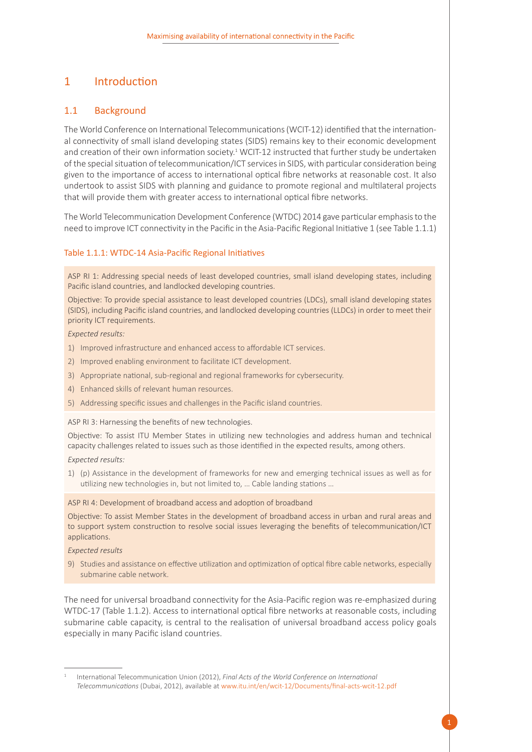# 1 Introduction

## 1.1 Background

The World Conference on International Telecommunications (WCIT-12) identified that the international connectivity of small island developing states (SIDS) remains key to their economic development and creation of their own information society.[1] WCIT-12 instructed that further study be undertaken of the special situation of telecommunication/ICT services in SIDS, with particular consideration being given to the importance of access to international optical fibre networks at reasonable cost. It also undertook to assist SIDS with planning and guidance to promote regional and multilateral projects that will provide them with greater access to international optical fibre networks.

The World Telecommunication Development Conference (WTDC) 2014 gave particular emphasis to the need to improve ICT connectivity in the Pacific in the Asia-Pacific Regional Initiative 1 (see Table 1.1.1)

### Table 1.1.1: WTDC-14 Asia-Pacific Regional Initiatives

ASP RI 1: Addressing special needs of least developed countries, small island developing states, including Pacific island countries, and landlocked developing countries.

Objective: To provide special assistance to least developed countries (LDCs), small island developing states (SIDS), including Pacific island countries, and landlocked developing countries (LLDCs) in order to meet their priority ICT requirements.

*Expected results:*

1) Improved infrastructure and enhanced access to affordable ICT services.
2) Improved enabling environment to facilitate ICT development.
3) Appropriate national, sub-regional and regional frameworks for cybersecurity.
4) Enhanced skills of relevant human resources.
5) Addressing specific issues and challenges in the Pacific island countries.

ASP RI 3: Harnessing the benefits of new technologies.

Objective: To assist ITU Member States in utilizing new technologies and address human and technical capacity challenges related to issues such as those identified in the expected results, among others.

*Expected results:*

1) (p) Assistance in the development of frameworks for new and emerging technical issues as well as for utilizing new technologies in, but not limited to, … Cable landing stations …

ASP RI 4: Development of broadband access and adoption of broadband

Objective: To assist Member States in the development of broadband access in urban and rural areas and to support system construction to resolve social issues leveraging the benefits of telecommunication/ICT applications.

*Expected results*

9) Studies and assistance on effective utilization and optimization of optical fibre cable networks, especially submarine cable network.

The need for universal broadband connectivity for the Asia-Pacific region was re-emphasized during WTDC-17 (Table 1.1.2). Access to international optical fibre networks at reasonable costs, including submarine cable capacity, is central to the realisation of universal broadband access policy goals especially in many Pacific island countries.

---

[1] International Telecommunication Union (2012), *Final Acts of the World Conference on International Telecommunications* (Dubai, 2012), available at www.itu.int/en/wcit-12/Documents/final-acts-wcit-12.pdf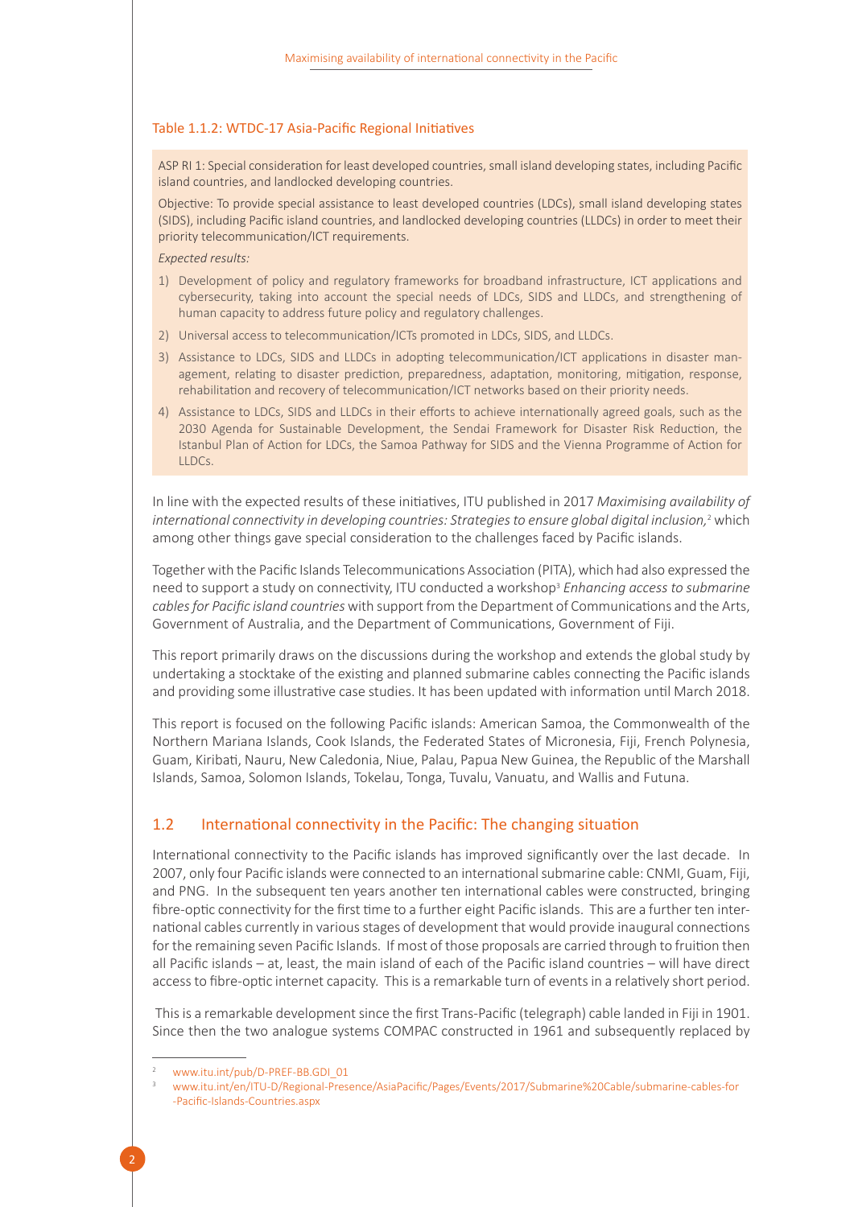Table 1.1.2: WTDC-17 Asia-Pacific Regional Initiatives

ASP RI 1: Special consideration for least developed countries, small island developing states, including Pacific island countries, and landlocked developing countries.

Objective: To provide special assistance to least developed countries (LDCs), small island developing states (SIDS), including Pacific island countries, and landlocked developing countries (LLDCs) in order to meet their priority telecommunication/ICT requirements.

*Expected results:*

1) Development of policy and regulatory frameworks for broadband infrastructure, ICT applications and cybersecurity, taking into account the special needs of LDCs, SIDS and LLDCs, and strengthening of human capacity to address future policy and regulatory challenges.
2) Universal access to telecommunication/ICTs promoted in LDCs, SIDS, and LLDCs.
3) Assistance to LDCs, SIDS and LLDCs in adopting telecommunication/ICT applications in disaster management, relating to disaster prediction, preparedness, adaptation, monitoring, mitigation, response, rehabilitation and recovery of telecommunication/ICT networks based on their priority needs.
4) Assistance to LDCs, SIDS and LLDCs in their efforts to achieve internationally agreed goals, such as the 2030 Agenda for Sustainable Development, the Sendai Framework for Disaster Risk Reduction, the Istanbul Plan of Action for LDCs, the Samoa Pathway for SIDS and the Vienna Programme of Action for LLDCs.

In line with the expected results of these initiatives, ITU published in 2017 *Maximising availability of international connectivity in developing countries: Strategies to ensure global digital inclusion,*[2] which among other things gave special consideration to the challenges faced by Pacific islands.

Together with the Pacific Islands Telecommunications Association (PITA), which had also expressed the need to support a study on connectivity, ITU conducted a workshop[3] *Enhancing access to submarine cables for Pacific island countries* with support from the Department of Communications and the Arts, Government of Australia, and the Department of Communications, Government of Fiji.

This report primarily draws on the discussions during the workshop and extends the global study by undertaking a stocktake of the existing and planned submarine cables connecting the Pacific islands and providing some illustrative case studies. It has been updated with information until March 2018.

This report is focused on the following Pacific islands: American Samoa, the Commonwealth of the Northern Mariana Islands, Cook Islands, the Federated States of Micronesia, Fiji, French Polynesia, Guam, Kiribati, Nauru, New Caledonia, Niue, Palau, Papua New Guinea, the Republic of the Marshall Islands, Samoa, Solomon Islands, Tokelau, Tonga, Tuvalu, Vanuatu, and Wallis and Futuna.

## 1.2 International connectivity in the Pacific: The changing situation

International connectivity to the Pacific islands has improved significantly over the last decade. In 2007, only four Pacific islands were connected to an international submarine cable: CNMI, Guam, Fiji, and PNG. In the subsequent ten years another ten international cables were constructed, bringing fibre-optic connectivity for the first time to a further eight Pacific islands. This are a further ten international cables currently in various stages of development that would provide inaugural connections for the remaining seven Pacific Islands. If most of those proposals are carried through to fruition then all Pacific islands – at, least, the main island of each of the Pacific island countries – will have direct access to fibre-optic internet capacity. This is a remarkable turn of events in a relatively short period.

This is a remarkable development since the first Trans-Pacific (telegraph) cable landed in Fiji in 1901. Since then the two analogue systems COMPAC constructed in 1961 and subsequently replaced by

[2] www.itu.int/pub/D-PREF-BB.GDI_01

[3] www.itu.int/en/ITU-D/Regional-Presence/AsiaPacific/Pages/Events/2017/Submarine%20Cable/submarine-cables-for-Pacific-Islands-Countries.aspx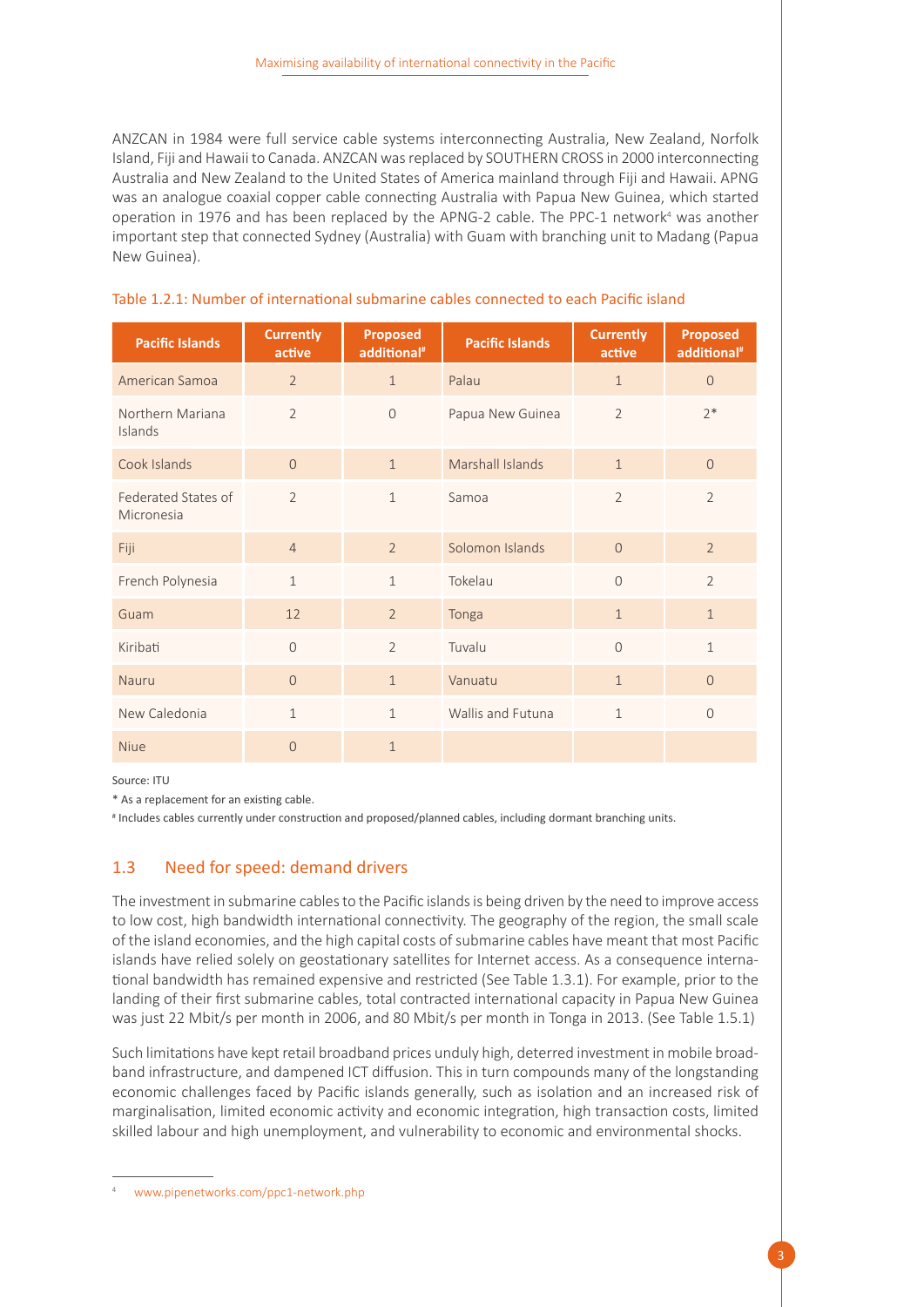ANZCAN in 1984 were full service cable systems interconnecting Australia, New Zealand, Norfolk Island, Fiji and Hawaii to Canada. ANZCAN was replaced by SOUTHERN CROSS in 2000 interconnecting Australia and New Zealand to the United States of America mainland through Fiji and Hawaii. APNG was an analogue coaxial copper cable connecting Australia with Papua New Guinea, which started operation in 1976 and has been replaced by the APNG-2 cable. The PPC-1 network[4] was another important step that connected Sydney (Australia) with Guam with branching unit to Madang (Papua New Guinea).

Table 1.2.1: Number of international submarine cables connected to each Pacific island

| Pacific Islands | Currently active | Proposed additional# | Pacific Islands | Currently active | Proposed additional# |
|---|---|---|---|---|---|
| American Samoa | 2 | 1 | Palau | 1 | 0 |
| Northern Mariana Islands | 2 | 0 | Papua New Guinea | 2 | 2* |
| Cook Islands | 0 | 1 | Marshall Islands | 1 | 0 |
| Federated States of Micronesia | 2 | 1 | Samoa | 2 | 2 |
| Fiji | 4 | 2 | Solomon Islands | 0 | 2 |
| French Polynesia | 1 | 1 | Tokelau | 0 | 2 |
| Guam | 12 | 2 | Tonga | 1 | 1 |
| Kiribati | 0 | 2 | Tuvalu | 0 | 1 |
| Nauru | 0 | 1 | Vanuatu | 1 | 0 |
| New Caledonia | 1 | 1 | Wallis and Futuna | 1 | 0 |
| Niue | 0 | 1 | | | |

Source: ITU

* As a replacement for an existing cable.

# Includes cables currently under construction and proposed/planned cables, including dormant branching units.

## 1.3 Need for speed: demand drivers

The investment in submarine cables to the Pacific islands is being driven by the need to improve access to low cost, high bandwidth international connectivity. The geography of the region, the small scale of the island economies, and the high capital costs of submarine cables have meant that most Pacific islands have relied solely on geostationary satellites for Internet access. As a consequence international bandwidth has remained expensive and restricted (See Table 1.3.1). For example, prior to the landing of their first submarine cables, total contracted international capacity in Papua New Guinea was just 22 Mbit/s per month in 2006, and 80 Mbit/s per month in Tonga in 2013. (See Table 1.5.1)

Such limitations have kept retail broadband prices unduly high, deterred investment in mobile broadband infrastructure, and dampened ICT diffusion. This in turn compounds many of the longstanding economic challenges faced by Pacific islands generally, such as isolation and an increased risk of marginalisation, limited economic activity and economic integration, high transaction costs, limited skilled labour and high unemployment, and vulnerability to economic and environmental shocks.

[4] www.pipenetworks.com/ppc1-network.php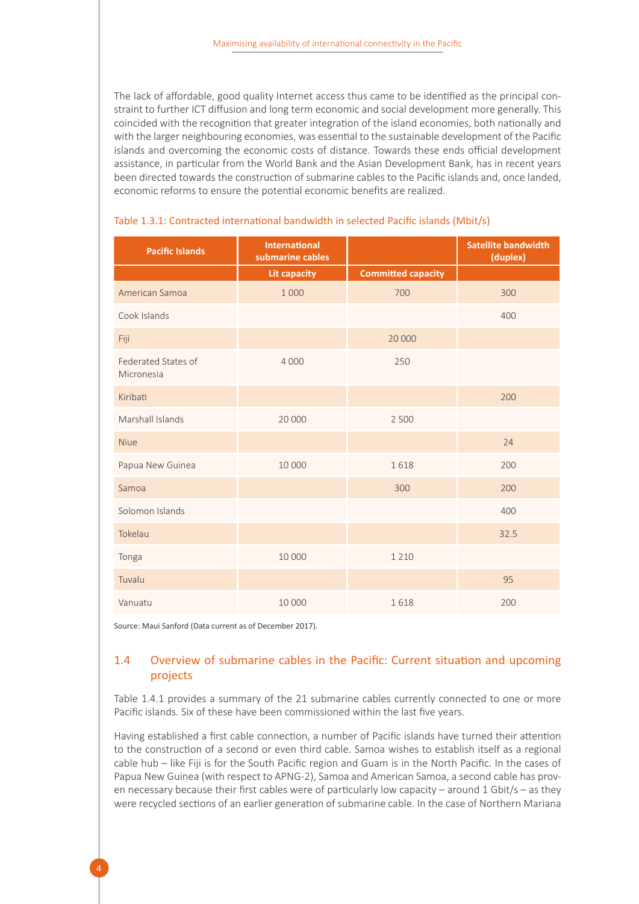The lack of affordable, good quality Internet access thus came to be identified as the principal constraint to further ICT diffusion and long term economic and social development more generally. This coincided with the recognition that greater integration of the island economies, both nationally and with the larger neighbouring economies, was essential to the sustainable development of the Pacific islands and overcoming the economic costs of distance. Towards these ends official development assistance, in particular from the World Bank and the Asian Development Bank, has in recent years been directed towards the construction of submarine cables to the Pacific islands and, once landed, economic reforms to ensure the potential economic benefits are realized.

Table 1.3.1: Contracted international bandwidth in selected Pacific islands (Mbit/s)

| Pacific Islands | International submarine cables | | Satellite bandwidth (duplex) |
|---|---|---|---|
| | Lit capacity | Committed capacity | |
| American Samoa | 1 000 | 700 | 300 |
| Cook Islands | | | 400 |
| Fiji | | 20 000 | |
| Federated States of Micronesia | 4 000 | 250 | |
| Kiribati | | | 200 |
| Marshall Islands | 20 000 | 2 500 | |
| Niue | | | 24 |
| Papua New Guinea | 10 000 | 1 618 | 200 |
| Samoa | | 300 | 200 |
| Solomon Islands | | | 400 |
| Tokelau | | | 32.5 |
| Tonga | 10 000 | 1 210 | |
| Tuvalu | | | 95 |
| Vanuatu | 10 000 | 1 618 | 200 |

Source: Maui Sanford (Data current as of December 2017).

## 1.4 Overview of submarine cables in the Pacific: Current situation and upcoming projects

Table 1.4.1 provides a summary of the 21 submarine cables currently connected to one or more Pacific islands. Six of these have been commissioned within the last five years.

Having established a first cable connection, a number of Pacific islands have turned their attention to the construction of a second or even third cable. Samoa wishes to establish itself as a regional cable hub – like Fiji is for the South Pacific region and Guam is in the North Pacific. In the cases of Papua New Guinea (with respect to APNG-2), Samoa and American Samoa, a second cable has proven necessary because their first cables were of particularly low capacity – around 1 Gbit/s – as they were recycled sections of an earlier generation of submarine cable. In the case of Northern Mariana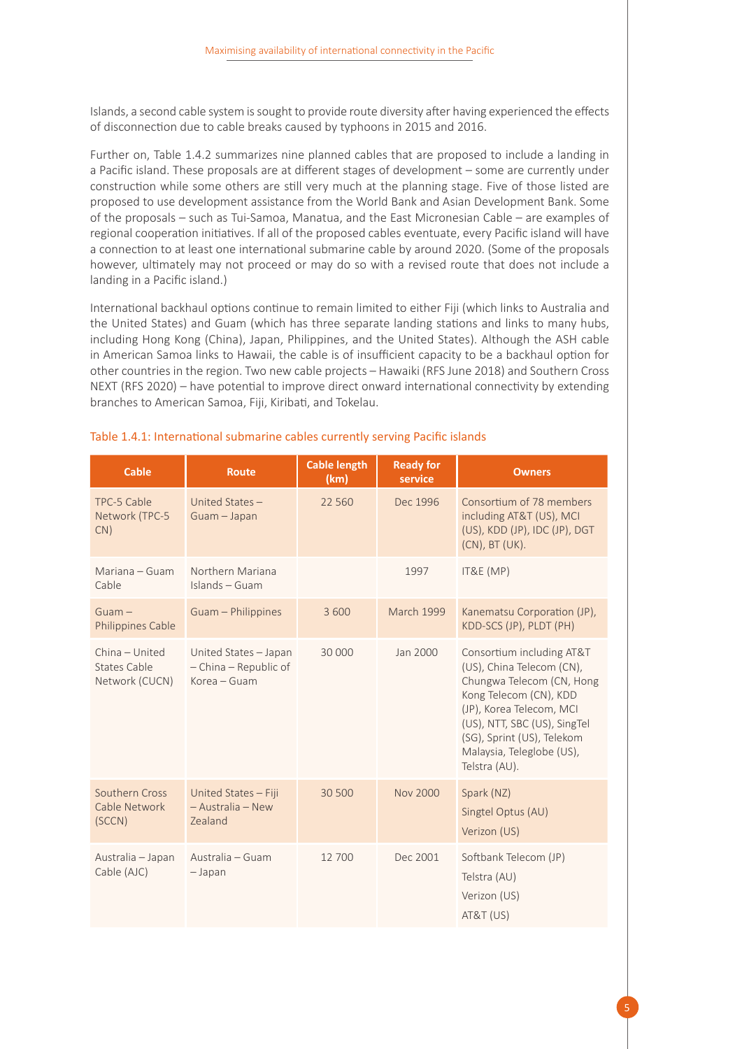Islands, a second cable system is sought to provide route diversity after having experienced the effects of disconnection due to cable breaks caused by typhoons in 2015 and 2016.

Further on, Table 1.4.2 summarizes nine planned cables that are proposed to include a landing in a Pacific island. These proposals are at different stages of development – some are currently under construction while some others are still very much at the planning stage. Five of those listed are proposed to use development assistance from the World Bank and Asian Development Bank. Some of the proposals – such as Tui-Samoa, Manatua, and the East Micronesian Cable – are examples of regional cooperation initiatives. If all of the proposed cables eventuate, every Pacific island will have a connection to at least one international submarine cable by around 2020. (Some of the proposals however, ultimately may not proceed or may do so with a revised route that does not include a landing in a Pacific island.)

International backhaul options continue to remain limited to either Fiji (which links to Australia and the United States) and Guam (which has three separate landing stations and links to many hubs, including Hong Kong (China), Japan, Philippines, and the United States). Although the ASH cable in American Samoa links to Hawaii, the cable is of insufficient capacity to be a backhaul option for other countries in the region. Two new cable projects – Hawaiki (RFS June 2018) and Southern Cross NEXT (RFS 2020) – have potential to improve direct onward international connectivity by extending branches to American Samoa, Fiji, Kiribati, and Tokelau.

Table 1.4.1: International submarine cables currently serving Pacific islands

| Cable | Route | Cable length (km) | Ready for service | Owners |
|---|---|---|---|---|
| TPC-5 Cable Network (TPC-5 CN) | United States – Guam – Japan | 22 560 | Dec 1996 | Consortium of 78 members including AT&T (US), MCI (US), KDD (JP), IDC (JP), DGT (CN), BT (UK). |
| Mariana – Guam Cable | Northern Mariana Islands – Guam | | 1997 | IT&E (MP) |
| Guam – Philippines Cable | Guam – Philippines | 3 600 | March 1999 | Kanematsu Corporation (JP), KDD-SCS (JP), PLDT (PH) |
| China – United States Cable Network (CUCN) | United States – Japan – China – Republic of Korea – Guam | 30 000 | Jan 2000 | Consortium including AT&T (US), China Telecom (CN), Chungwa Telecom (CN, Hong Kong Telecom (CN), KDD (JP), Korea Telecom, MCI (US), NTT, SBC (US), SingTel (SG), Sprint (US), Telekom Malaysia, Teleglobe (US), Telstra (AU). |
| Southern Cross Cable Network (SCCN) | United States – Fiji – Australia – New Zealand | 30 500 | Nov 2000 | Spark (NZ)<br>Singtel Optus (AU)<br>Verizon (US) |
| Australia – Japan Cable (AJC) | Australia – Guam – Japan | 12 700 | Dec 2001 | Softbank Telecom (JP)<br>Telstra (AU)<br>Verizon (US)<br>AT&T (US) |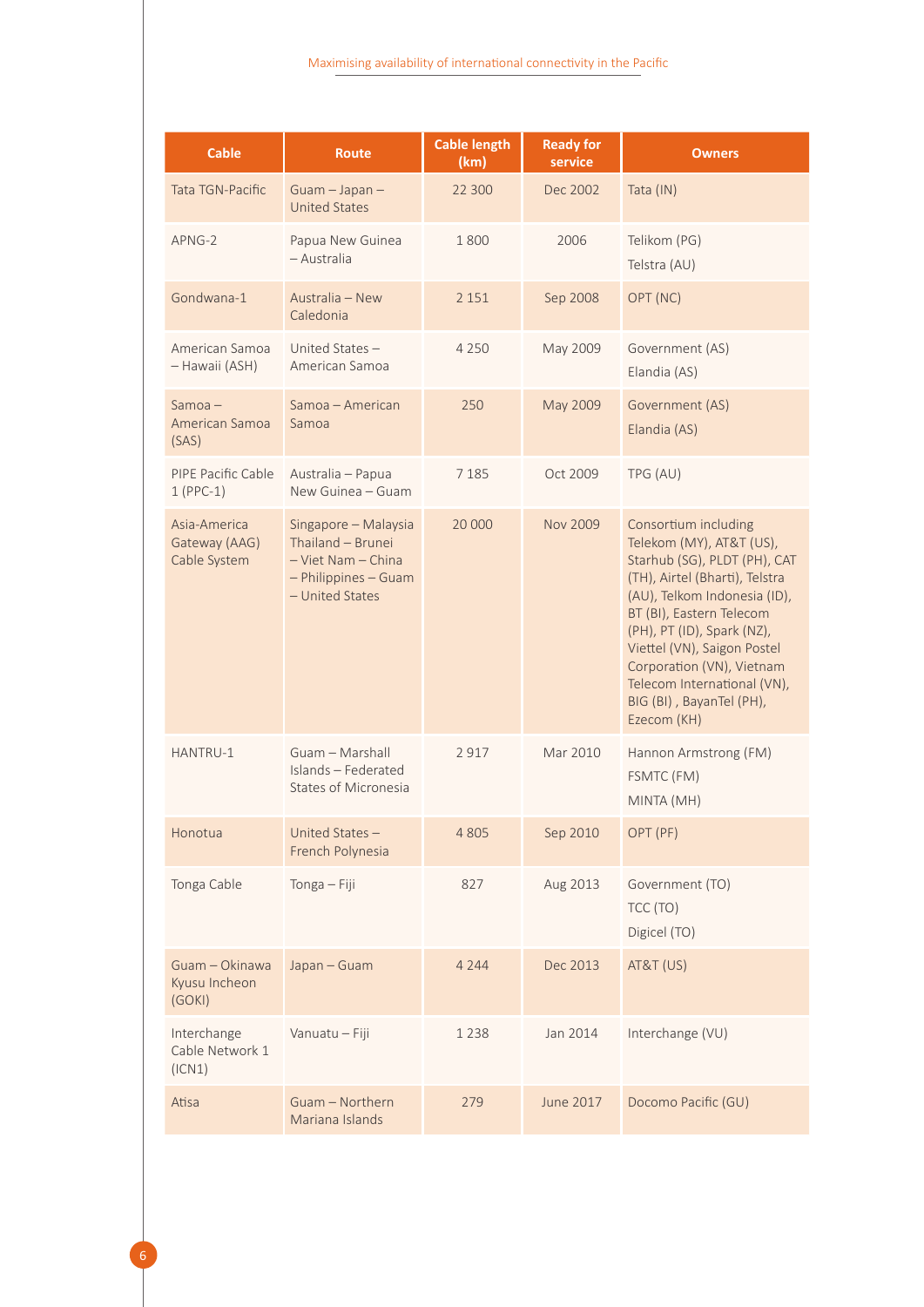| Cable | Route | Cable length (km) | Ready for service | Owners |
|---|---|---|---|---|
| Tata TGN-Pacific | Guam – Japan – United States | 22 300 | Dec 2002 | Tata (IN) |
| APNG-2 | Papua New Guinea – Australia | 1 800 | 2006 | Telikom (PG)<br>Telstra (AU) |
| Gondwana-1 | Australia – New Caledonia | 2 151 | Sep 2008 | OPT (NC) |
| American Samoa – Hawaii (ASH) | United States – American Samoa | 4 250 | May 2009 | Government (AS)<br>Elandia (AS) |
| Samoa – American Samoa (SAS) | Samoa – American Samoa | 250 | May 2009 | Government (AS)<br>Elandia (AS) |
| PIPE Pacific Cable 1 (PPC-1) | Australia – Papua New Guinea – Guam | 7 185 | Oct 2009 | TPG (AU) |
| Asia-America Gateway (AAG) Cable System | Singapore – Malaysia Thailand – Brunei – Viet Nam – China – Philippines – Guam – United States | 20 000 | Nov 2009 | Consortium including Telekom (MY), AT&T (US), Starhub (SG), PLDT (PH), CAT (TH), Airtel (Bharti), Telstra (AU), Telkom Indonesia (ID), BT (BI), Eastern Telecom (PH), PT (ID), Spark (NZ), Viettel (VN), Saigon Postel Corporation (VN), Vietnam Telecom International (VN), BIG (BI) , BayanTel (PH), Ezecom (KH) |
| HANTRU-1 | Guam – Marshall Islands – Federated States of Micronesia | 2 917 | Mar 2010 | Hannon Armstrong (FM)<br>FSMTC (FM)<br>MINTA (MH) |
| Honotua | United States – French Polynesia | 4 805 | Sep 2010 | OPT (PF) |
| Tonga Cable | Tonga – Fiji | 827 | Aug 2013 | Government (TO)<br>TCC (TO)<br>Digicel (TO) |
| Guam – Okinawa Kyusu Incheon (GOKI) | Japan – Guam | 4 244 | Dec 2013 | AT&T (US) |
| Interchange Cable Network 1 (ICN1) | Vanuatu – Fiji | 1 238 | Jan 2014 | Interchange (VU) |
| Atisa | Guam – Northern Mariana Islands | 279 | June 2017 | Docomo Pacific (GU) |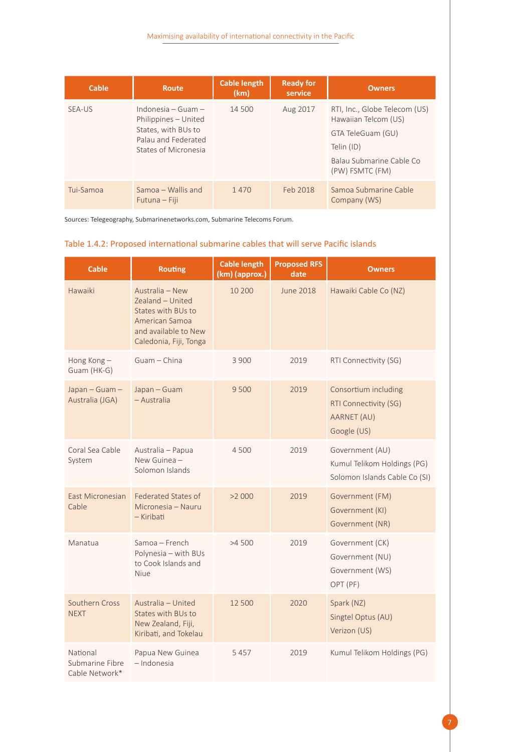| Cable | Route | Cable length (km) | Ready for service | Owners |
|---|---|---|---|---|
| SEA-US | Indonesia – Guam – Philippines – United States, with BUs to Palau and Federated States of Micronesia | 14 500 | Aug 2017 | RTI, Inc., Globe Telecom (US) Hawaiian Telcom (US)<br>GTA TeleGuam (GU)<br>Telin (ID)<br>Balau Submarine Cable Co (PW) FSMTC (FM) |
| Tui-Samoa | Samoa – Wallis and Futuna – Fiji | 1 470 | Feb 2018 | Samoa Submarine Cable Company (WS) |

Sources: Telegeography, Submarinenetworks.com, Submarine Telecoms Forum.

Table 1.4.2: Proposed international submarine cables that will serve Pacific islands

| Cable | Routing | Cable length (km) (approx.) | Proposed RFS date | Owners |
|---|---|---|---|---|
| Hawaiki | Australia – New Zealand – United States with BUs to American Samoa and available to New Caledonia, Fiji, Tonga | 10 200 | June 2018 | Hawaiki Cable Co (NZ) |
| Hong Kong – Guam (HK-G) | Guam – China | 3 900 | 2019 | RTI Connectivity (SG) |
| Japan – Guam – Australia (JGA) | Japan – Guam – Australia | 9 500 | 2019 | Consortium including<br>RTI Connectivity (SG)<br>AARNET (AU)<br>Google (US) |
| Coral Sea Cable System | Australia – Papua New Guinea – Solomon Islands | 4 500 | 2019 | Government (AU)<br>Kumul Telikom Holdings (PG)<br>Solomon Islands Cable Co (SI) |
| East Micronesian Cable | Federated States of Micronesia – Nauru – Kiribati | >2 000 | 2019 | Government (FM)<br>Government (KI)<br>Government (NR) |
| Manatua | Samoa – French Polynesia – with BUs to Cook Islands and Niue | >4 500 | 2019 | Government (CK)<br>Government (NU)<br>Government (WS)<br>OPT (PF) |
| Southern Cross NEXT | Australia – United States with BUs to New Zealand, Fiji, Kiribati, and Tokelau | 12 500 | 2020 | Spark (NZ)<br>Singtel Optus (AU)<br>Verizon (US) |
| National Submarine Fibre Cable Network* | Papua New Guinea – Indonesia | 5 457 | 2019 | Kumul Telikom Holdings (PG) |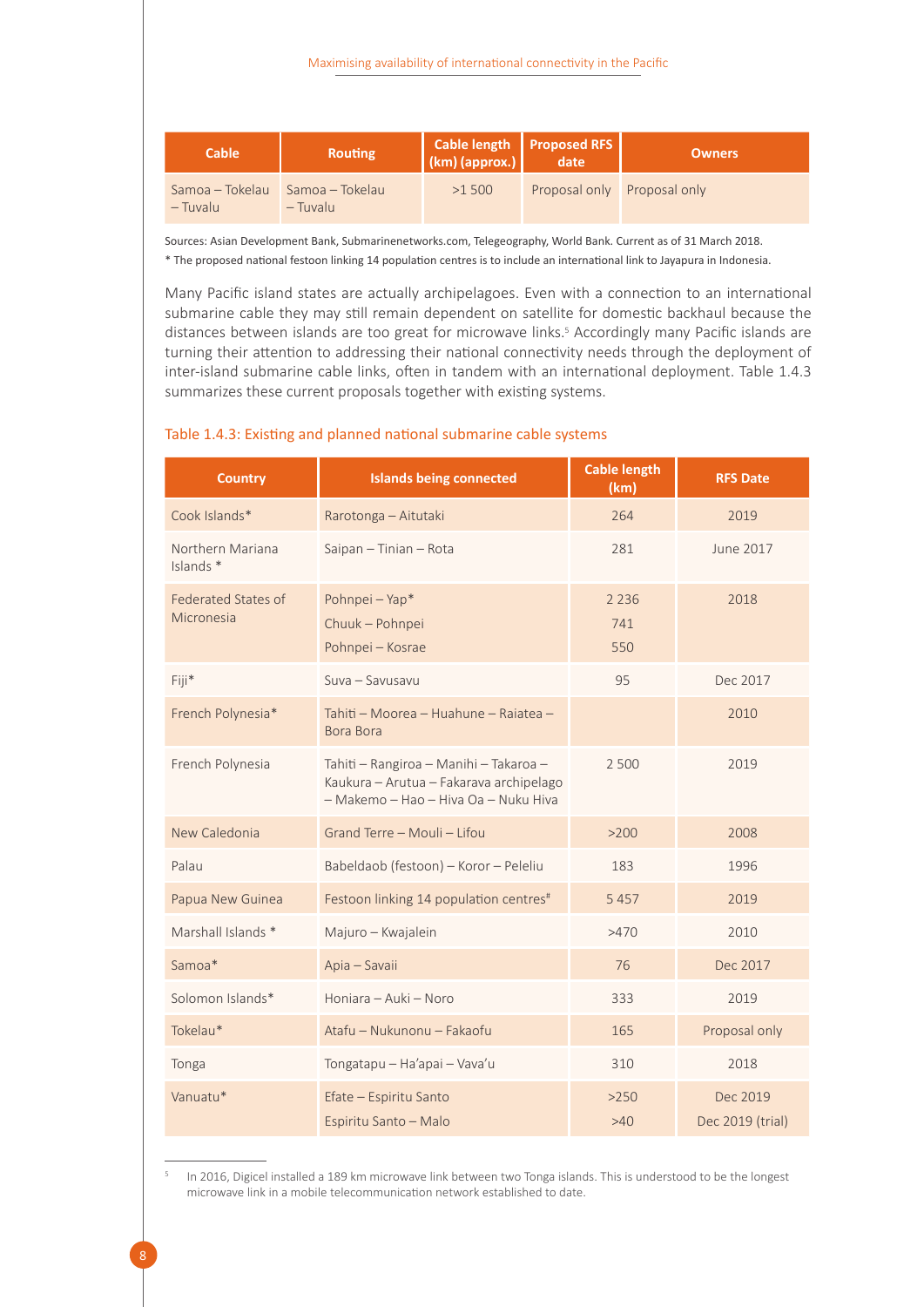| Cable | Routing | Cable length (km) (approx.) | Proposed RFS date | Owners |
|---|---|---|---|---|
| Samoa – Tokelau – Tuvalu | Samoa – Tokelau – Tuvalu | >1 500 | Proposal only | Proposal only |

Sources: Asian Development Bank, Submarinenetworks.com, Telegeography, World Bank. Current as of 31 March 2018.

\* The proposed national festoon linking 14 population centres is to include an international link to Jayapura in Indonesia.

Many Pacific island states are actually archipelagoes. Even with a connection to an international submarine cable they may still remain dependent on satellite for domestic backhaul because the distances between islands are too great for microwave links.[5] Accordingly many Pacific islands are turning their attention to addressing their national connectivity needs through the deployment of inter-island submarine cable links, often in tandem with an international deployment. Table 1.4.3 summarizes these current proposals together with existing systems.

Table 1.4.3: Existing and planned national submarine cable systems

| Country | Islands being connected | Cable length (km) | RFS Date |
|---|---|---|---|
| Cook Islands* | Rarotonga – Aitutaki | 264 | 2019 |
| Northern Mariana Islands * | Saipan – Tinian – Rota | 281 | June 2017 |
| Federated States of Micronesia | Pohnpei – Yap*<br>Chuuk – Pohnpei<br>Pohnpei – Kosrae | 2 236<br>741<br>550 | 2018 |
| Fiji* | Suva – Savusavu | 95 | Dec 2017 |
| French Polynesia* | Tahiti – Moorea – Huahune – Raiatea – Bora Bora | | 2010 |
| French Polynesia | Tahiti – Rangiroa – Manihi – Takaroa – Kaukura – Arutua – Fakarava archipelago – Makemo – Hao – Hiva Oa – Nuku Hiva | 2 500 | 2019 |
| New Caledonia | Grand Terre – Mouli – Lifou | >200 | 2008 |
| Palau | Babeldaob (festoon) – Koror – Peleliu | 183 | 1996 |
| Papua New Guinea | Festoon linking 14 population centres# | 5 457 | 2019 |
| Marshall Islands * | Majuro – Kwajalein | >470 | 2010 |
| Samoa* | Apia – Savaii | 76 | Dec 2017 |
| Solomon Islands* | Honiara – Auki – Noro | 333 | 2019 |
| Tokelau* | Atafu – Nukunonu – Fakaofu | 165 | Proposal only |
| Tonga | Tongatapu – Ha'apai – Vava'u | 310 | 2018 |
| Vanuatu* | Efate – Espiritu Santo<br>Espiritu Santo – Malo | >250<br>>40 | Dec 2019<br>Dec 2019 (trial) |

[5] In 2016, Digicel installed a 189 km microwave link between two Tonga islands. This is understood to be the longest microwave link in a mobile telecommunication network established to date.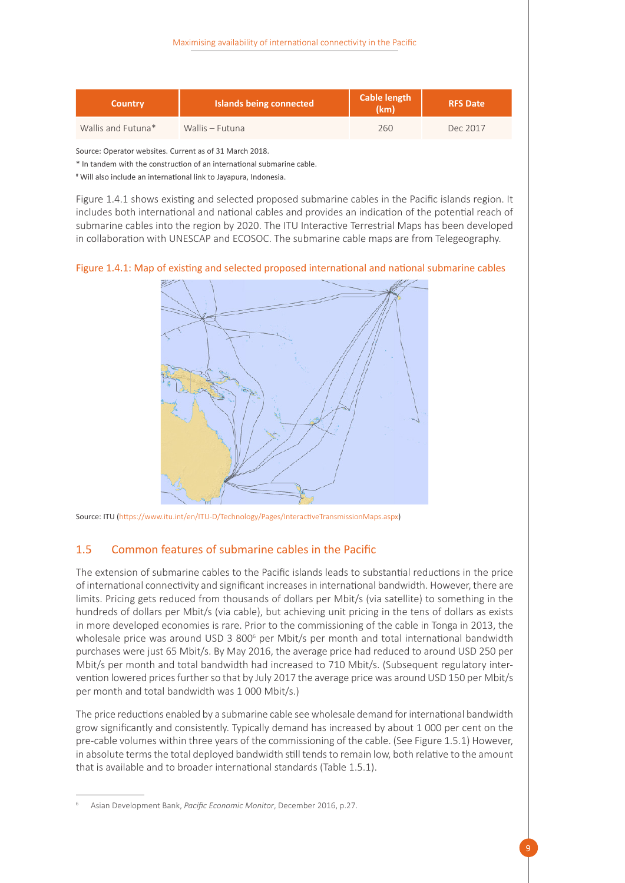| Country | Islands being connected | Cable length (km) | RFS Date |
|---|---|---|---|
| Wallis and Futuna* | Wallis – Futuna | 260 | Dec 2017 |

Source: Operator websites. Current as of 31 March 2018.

* In tandem with the construction of an international submarine cable.

# Will also include an international link to Jayapura, Indonesia.

Figure 1.4.1 shows existing and selected proposed submarine cables in the Pacific islands region. It includes both international and national cables and provides an indication of the potential reach of submarine cables into the region by 2020. The ITU Interactive Terrestrial Maps has been developed in collaboration with UNESCAP and ECOSOC. The submarine cable maps are from Telegeography.

Figure 1.4.1: Map of existing and selected proposed international and national submarine cables

Source: ITU (https://www.itu.int/en/ITU-D/Technology/Pages/InteractiveTransmissionMaps.aspx)

## 1.5 Common features of submarine cables in the Pacific

The extension of submarine cables to the Pacific islands leads to substantial reductions in the price of international connectivity and significant increases in international bandwidth. However, there are limits. Pricing gets reduced from thousands of dollars per Mbit/s (via satellite) to something in the hundreds of dollars per Mbit/s (via cable), but achieving unit pricing in the tens of dollars as exists in more developed economies is rare. Prior to the commissioning of the cable in Tonga in 2013, the wholesale price was around USD 3 800[6] per Mbit/s per month and total international bandwidth purchases were just 65 Mbit/s. By May 2016, the average price had reduced to around USD 250 per Mbit/s per month and total bandwidth had increased to 710 Mbit/s. (Subsequent regulatory intervention lowered prices further so that by July 2017 the average price was around USD 150 per Mbit/s per month and total bandwidth was 1 000 Mbit/s.)

The price reductions enabled by a submarine cable see wholesale demand for international bandwidth grow significantly and consistently. Typically demand has increased by about 1 000 per cent on the pre-cable volumes within three years of the commissioning of the cable. (See Figure 1.5.1) However, in absolute terms the total deployed bandwidth still tends to remain low, both relative to the amount that is available and to broader international standards (Table 1.5.1).

[6] Asian Development Bank, *Pacific Economic Monitor*, December 2016, p.27.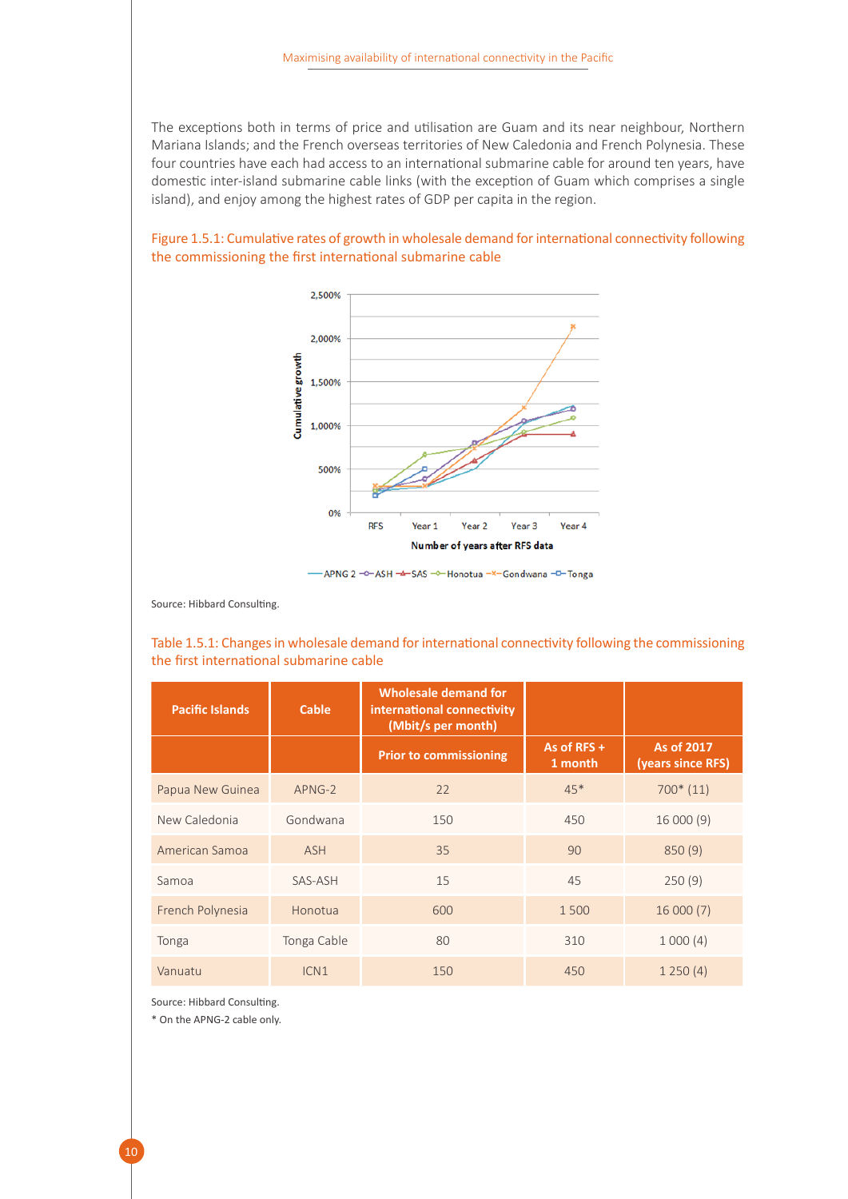The exceptions both in terms of price and utilisation are Guam and its near neighbour, Northern Mariana Islands; and the French overseas territories of New Caledonia and French Polynesia. These four countries have each had access to an international submarine cable for around ten years, have domestic inter-island submarine cable links (with the exception of Guam which comprises a single island), and enjoy among the highest rates of GDP per capita in the region.

Figure 1.5.1: Cumulative rates of growth in wholesale demand for international connectivity following the commissioning the first international submarine cable

Source: Hibbard Consulting.

Table 1.5.1: Changes in wholesale demand for international connectivity following the commissioning the first international submarine cable

| Pacific Islands | Cable | Wholesale demand for international connectivity (Mbit/s per month) | | |
|---|---|---|---|---|
| | | Prior to commissioning | As of RFS + 1 month | As of 2017 (years since RFS) |
| Papua New Guinea | APNG-2 | 22 | 45* | 700* (11) |
| New Caledonia | Gondwana | 150 | 450 | 16 000 (9) |
| American Samoa | ASH | 35 | 90 | 850 (9) |
| Samoa | SAS-ASH | 15 | 45 | 250 (9) |
| French Polynesia | Honotua | 600 | 1 500 | 16 000 (7) |
| Tonga | Tonga Cable | 80 | 310 | 1 000 (4) |
| Vanuatu | ICN1 | 150 | 450 | 1 250 (4) |

Source: Hibbard Consulting.

* On the APNG-2 cable only.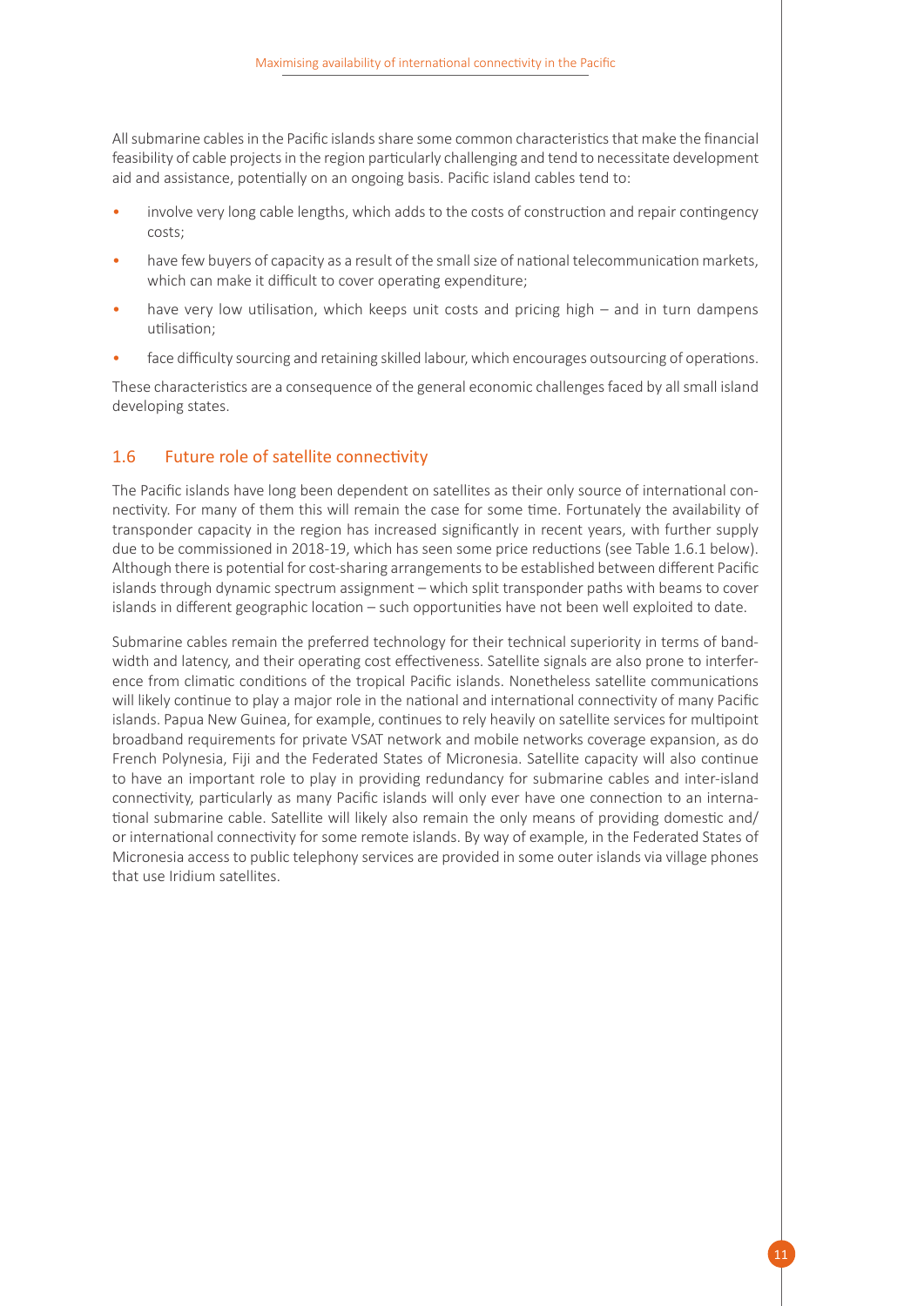All submarine cables in the Pacific islands share some common characteristics that make the financial feasibility of cable projects in the region particularly challenging and tend to necessitate development aid and assistance, potentially on an ongoing basis. Pacific island cables tend to:

- involve very long cable lengths, which adds to the costs of construction and repair contingency costs;
- have few buyers of capacity as a result of the small size of national telecommunication markets, which can make it difficult to cover operating expenditure;
- have very low utilisation, which keeps unit costs and pricing high – and in turn dampens utilisation;
- face difficulty sourcing and retaining skilled labour, which encourages outsourcing of operations.

These characteristics are a consequence of the general economic challenges faced by all small island developing states.

## 1.6 Future role of satellite connectivity

The Pacific islands have long been dependent on satellites as their only source of international connectivity. For many of them this will remain the case for some time. Fortunately the availability of transponder capacity in the region has increased significantly in recent years, with further supply due to be commissioned in 2018-19, which has seen some price reductions (see Table 1.6.1 below). Although there is potential for cost-sharing arrangements to be established between different Pacific islands through dynamic spectrum assignment – which split transponder paths with beams to cover islands in different geographic location – such opportunities have not been well exploited to date.

Submarine cables remain the preferred technology for their technical superiority in terms of bandwidth and latency, and their operating cost effectiveness. Satellite signals are also prone to interference from climatic conditions of the tropical Pacific islands. Nonetheless satellite communications will likely continue to play a major role in the national and international connectivity of many Pacific islands. Papua New Guinea, for example, continues to rely heavily on satellite services for multipoint broadband requirements for private VSAT network and mobile networks coverage expansion, as do French Polynesia, Fiji and the Federated States of Micronesia. Satellite capacity will also continue to have an important role to play in providing redundancy for submarine cables and inter-island connectivity, particularly as many Pacific islands will only ever have one connection to an international submarine cable. Satellite will likely also remain the only means of providing domestic and/or international connectivity for some remote islands. By way of example, in the Federated States of Micronesia access to public telephony services are provided in some outer islands via village phones that use Iridium satellites.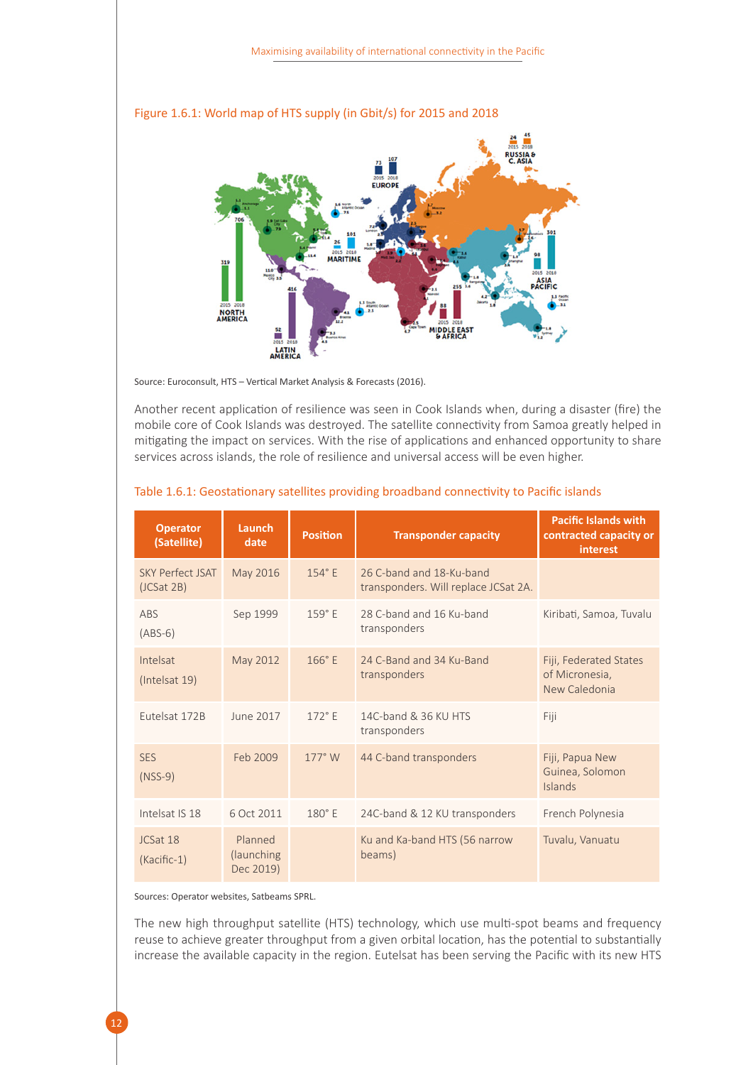Figure 1.6.1: World map of HTS supply (in Gbit/s) for 2015 and 2018

Source: Euroconsult, HTS – Vertical Market Analysis & Forecasts (2016).

Another recent application of resilience was seen in Cook Islands when, during a disaster (fire) the mobile core of Cook Islands was destroyed. The satellite connectivity from Samoa greatly helped in mitigating the impact on services. With the rise of applications and enhanced opportunity to share services across islands, the role of resilience and universal access will be even higher.

Table 1.6.1: Geostationary satellites providing broadband connectivity to Pacific islands

| Operator (Satellite) | Launch date | Position | Transponder capacity | Pacific Islands with contracted capacity or interest |
|---|---|---|---|---|
| SKY Perfect JSAT (JCSat 2B) | May 2016 | 154° E | 26 C-band and 18-Ku-band transponders. Will replace JCSat 2A. | |
| ABS (ABS-6) | Sep 1999 | 159° E | 28 C-band and 16 Ku-band transponders | Kiribati, Samoa, Tuvalu |
| Intelsat (Intelsat 19) | May 2012 | 166° E | 24 C-Band and 34 Ku-Band transponders | Fiji, Federated States of Micronesia, New Caledonia |
| Eutelsat 172B | June 2017 | 172° E | 14C-band & 36 KU HTS transponders | Fiji |
| SES (NSS-9) | Feb 2009 | 177° W | 44 C-band transponders | Fiji, Papua New Guinea, Solomon Islands |
| Intelsat IS 18 | 6 Oct 2011 | 180° E | 24C-band & 12 KU transponders | French Polynesia |
| JCSat 18 (Kacific-1) | Planned (launching Dec 2019) | | Ku and Ka-band HTS (56 narrow beams) | Tuvalu, Vanuatu |

Sources: Operator websites, Satbeams SPRL.

The new high throughput satellite (HTS) technology, which use multi-spot beams and frequency reuse to achieve greater throughput from a given orbital location, has the potential to substantially increase the available capacity in the region. Eutelsat has been serving the Pacific with its new HTS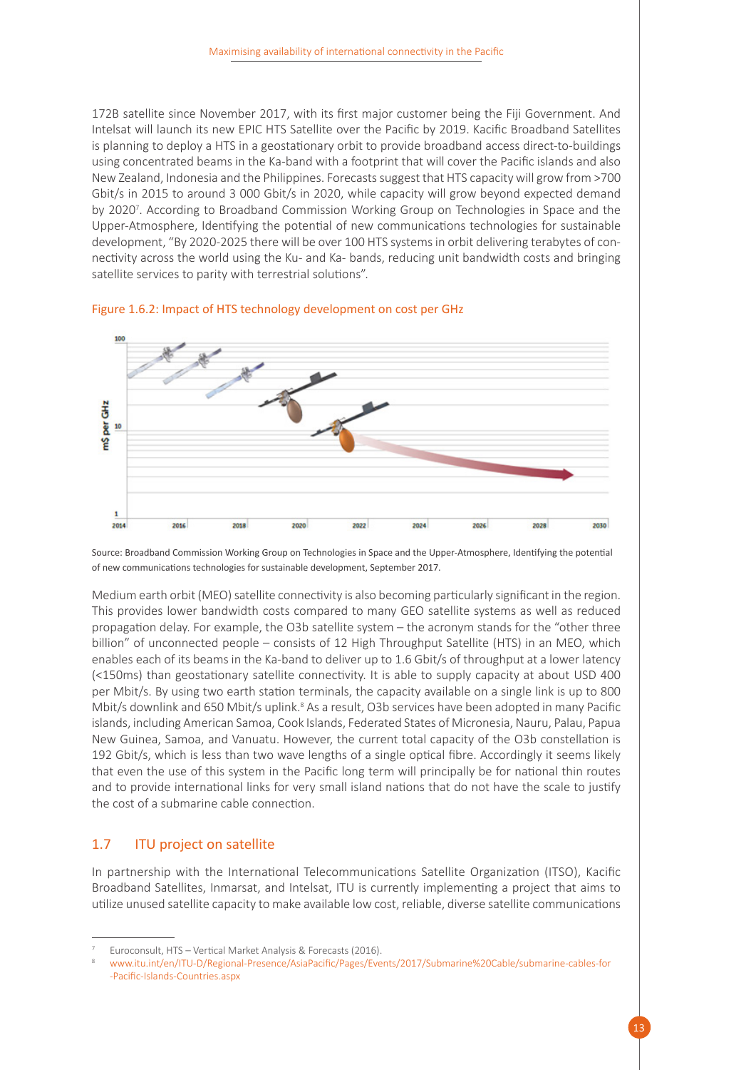172B satellite since November 2017, with its first major customer being the Fiji Government. And Intelsat will launch its new EPIC HTS Satellite over the Pacific by 2019. Kacific Broadband Satellites is planning to deploy a HTS in a geostationary orbit to provide broadband access direct-to-buildings using concentrated beams in the Ka-band with a footprint that will cover the Pacific islands and also New Zealand, Indonesia and the Philippines. Forecasts suggest that HTS capacity will grow from >700 Gbit/s in 2015 to around 3 000 Gbit/s in 2020, while capacity will grow beyond expected demand by 2020[7]. According to Broadband Commission Working Group on Technologies in Space and the Upper-Atmosphere, Identifying the potential of new communications technologies for sustainable development, "By 2020-2025 there will be over 100 HTS systems in orbit delivering terabytes of connectivity across the world using the Ku- and Ka- bands, reducing unit bandwidth costs and bringing satellite services to parity with terrestrial solutions".

Figure 1.6.2: Impact of HTS technology development on cost per GHz

Source: Broadband Commission Working Group on Technologies in Space and the Upper-Atmosphere, Identifying the potential of new communications technologies for sustainable development, September 2017.

Medium earth orbit (MEO) satellite connectivity is also becoming particularly significant in the region. This provides lower bandwidth costs compared to many GEO satellite systems as well as reduced propagation delay. For example, the O3b satellite system – the acronym stands for the "other three billion" of unconnected people – consists of 12 High Throughput Satellite (HTS) in an MEO, which enables each of its beams in the Ka-band to deliver up to 1.6 Gbit/s of throughput at a lower latency (<150ms) than geostationary satellite connectivity. It is able to supply capacity at about USD 400 per Mbit/s. By using two earth station terminals, the capacity available on a single link is up to 800 Mbit/s downlink and 650 Mbit/s uplink.[8] As a result, O3b services have been adopted in many Pacific islands, including American Samoa, Cook Islands, Federated States of Micronesia, Nauru, Palau, Papua New Guinea, Samoa, and Vanuatu. However, the current total capacity of the O3b constellation is 192 Gbit/s, which is less than two wave lengths of a single optical fibre. Accordingly it seems likely that even the use of this system in the Pacific long term will principally be for national thin routes and to provide international links for very small island nations that do not have the scale to justify the cost of a submarine cable connection.

## 1.7 ITU project on satellite

In partnership with the International Telecommunications Satellite Organization (ITSO), Kacific Broadband Satellites, Inmarsat, and Intelsat, ITU is currently implementing a project that aims to utilize unused satellite capacity to make available low cost, reliable, diverse satellite communications

---

[7] Euroconsult, HTS – Vertical Market Analysis & Forecasts (2016).

[8] www.itu.int/en/ITU-D/Regional-Presence/AsiaPacific/Pages/Events/2017/Submarine%20Cable/submarine-cables-for-Pacific-Islands-Countries.aspx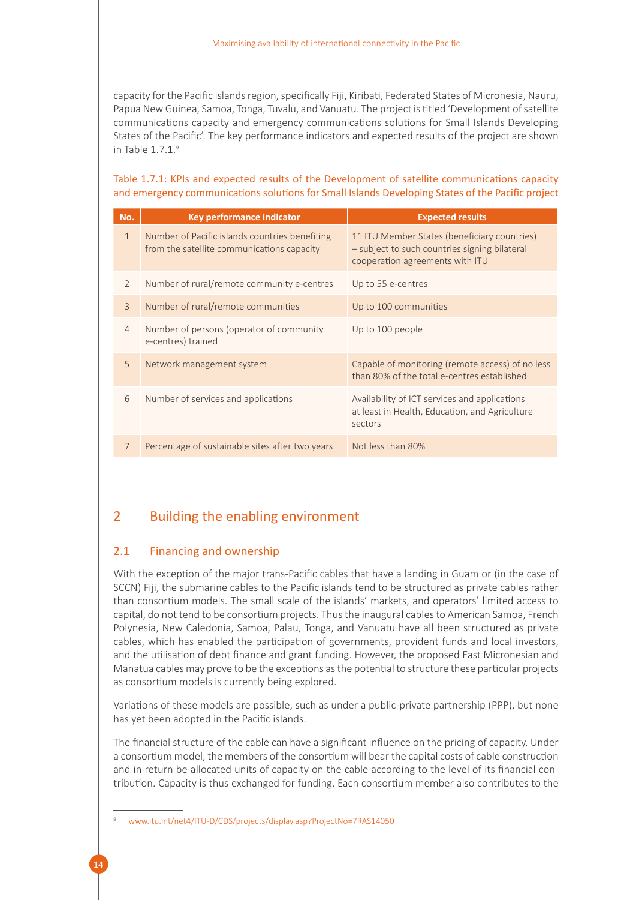capacity for the Pacific islands region, specifically Fiji, Kiribati, Federated States of Micronesia, Nauru, Papua New Guinea, Samoa, Tonga, Tuvalu, and Vanuatu. The project is titled 'Development of satellite communications capacity and emergency communications solutions for Small Islands Developing States of the Pacific'. The key performance indicators and expected results of the project are shown in Table 1.7.1.[9]

Table 1.7.1: KPIs and expected results of the Development of satellite communications capacity and emergency communications solutions for Small Islands Developing States of the Pacific project

| No. | Key performance indicator | Expected results |
|---|---|---|
| 1 | Number of Pacific islands countries benefiting from the satellite communications capacity | 11 ITU Member States (beneficiary countries) – subject to such countries signing bilateral cooperation agreements with ITU |
| 2 | Number of rural/remote community e-centres | Up to 55 e-centres |
| 3 | Number of rural/remote communities | Up to 100 communities |
| 4 | Number of persons (operator of community e-centres) trained | Up to 100 people |
| 5 | Network management system | Capable of monitoring (remote access) of no less than 80% of the total e-centres established |
| 6 | Number of services and applications | Availability of ICT services and applications at least in Health, Education, and Agriculture sectors |
| 7 | Percentage of sustainable sites after two years | Not less than 80% |

# 2 Building the enabling environment

## 2.1 Financing and ownership

With the exception of the major trans-Pacific cables that have a landing in Guam or (in the case of SCCN) Fiji, the submarine cables to the Pacific islands tend to be structured as private cables rather than consortium models. The small scale of the islands' markets, and operators' limited access to capital, do not tend to be consortium projects. Thus the inaugural cables to American Samoa, French Polynesia, New Caledonia, Samoa, Palau, Tonga, and Vanuatu have all been structured as private cables, which has enabled the participation of governments, provident funds and local investors, and the utilisation of debt finance and grant funding. However, the proposed East Micronesian and Manatua cables may prove to be the exceptions as the potential to structure these particular projects as consortium models is currently being explored.

Variations of these models are possible, such as under a public-private partnership (PPP), but none has yet been adopted in the Pacific islands.

The financial structure of the cable can have a significant influence on the pricing of capacity. Under a consortium model, the members of the consortium will bear the capital costs of cable construction and in return be allocated units of capacity on the cable according to the level of its financial contribution. Capacity is thus exchanged for funding. Each consortium member also contributes to the

[9] www.itu.int/net4/ITU-D/CDS/projects/display.asp?ProjectNo=7RAS14050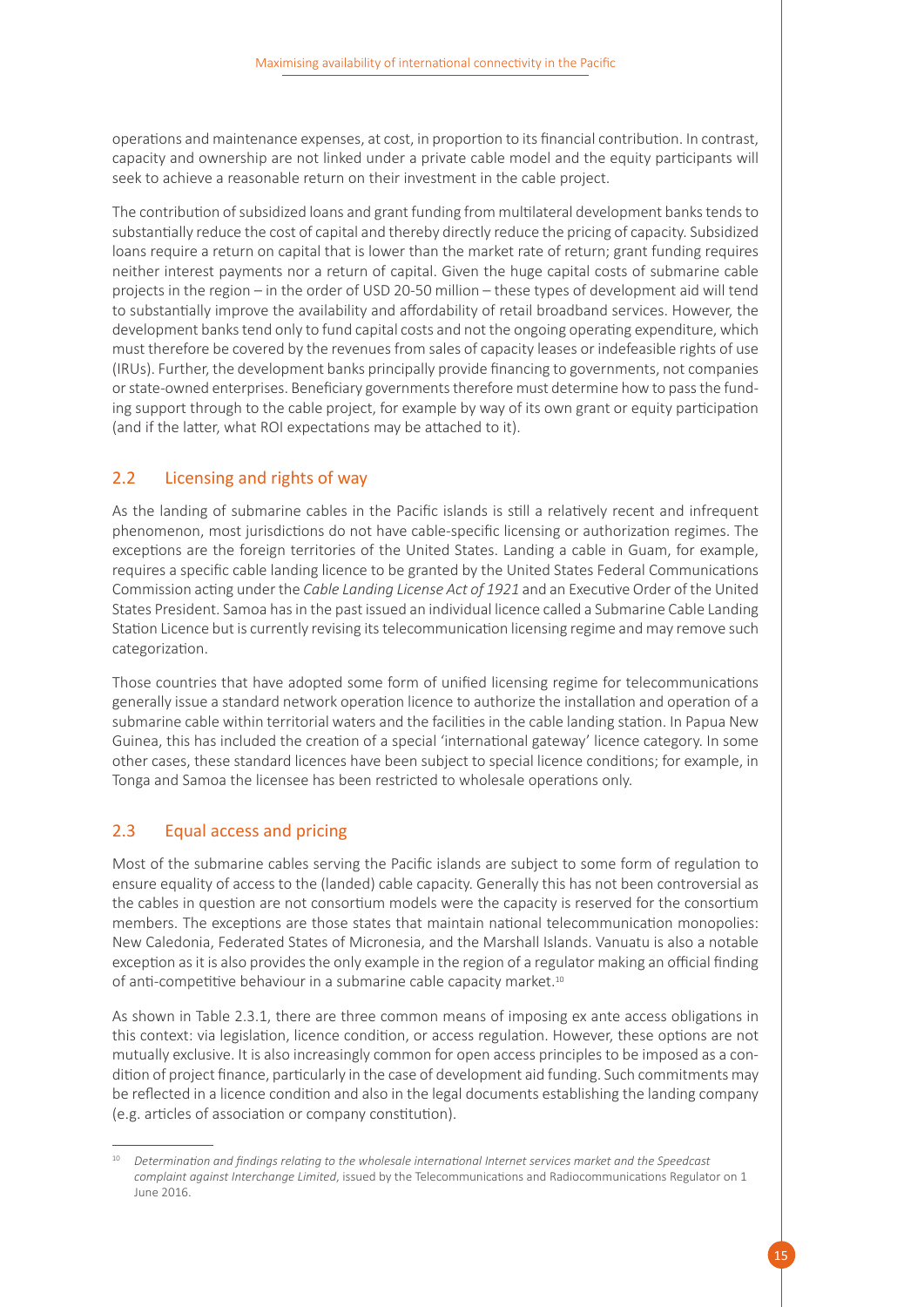operations and maintenance expenses, at cost, in proportion to its financial contribution. In contrast, capacity and ownership are not linked under a private cable model and the equity participants will seek to achieve a reasonable return on their investment in the cable project.

The contribution of subsidized loans and grant funding from multilateral development banks tends to substantially reduce the cost of capital and thereby directly reduce the pricing of capacity. Subsidized loans require a return on capital that is lower than the market rate of return; grant funding requires neither interest payments nor a return of capital. Given the huge capital costs of submarine cable projects in the region – in the order of USD 20-50 million – these types of development aid will tend to substantially improve the availability and affordability of retail broadband services. However, the development banks tend only to fund capital costs and not the ongoing operating expenditure, which must therefore be covered by the revenues from sales of capacity leases or indefeasible rights of use (IRUs). Further, the development banks principally provide financing to governments, not companies or state-owned enterprises. Beneficiary governments therefore must determine how to pass the funding support through to the cable project, for example by way of its own grant or equity participation (and if the latter, what ROI expectations may be attached to it).

## 2.2 Licensing and rights of way

As the landing of submarine cables in the Pacific islands is still a relatively recent and infrequent phenomenon, most jurisdictions do not have cable-specific licensing or authorization regimes. The exceptions are the foreign territories of the United States. Landing a cable in Guam, for example, requires a specific cable landing licence to be granted by the United States Federal Communications Commission acting under the *Cable Landing License Act of 1921* and an Executive Order of the United States President. Samoa has in the past issued an individual licence called a Submarine Cable Landing Station Licence but is currently revising its telecommunication licensing regime and may remove such categorization.

Those countries that have adopted some form of unified licensing regime for telecommunications generally issue a standard network operation licence to authorize the installation and operation of a submarine cable within territorial waters and the facilities in the cable landing station. In Papua New Guinea, this has included the creation of a special 'international gateway' licence category. In some other cases, these standard licences have been subject to special licence conditions; for example, in Tonga and Samoa the licensee has been restricted to wholesale operations only.

## 2.3 Equal access and pricing

Most of the submarine cables serving the Pacific islands are subject to some form of regulation to ensure equality of access to the (landed) cable capacity. Generally this has not been controversial as the cables in question are not consortium models were the capacity is reserved for the consortium members. The exceptions are those states that maintain national telecommunication monopolies: New Caledonia, Federated States of Micronesia, and the Marshall Islands. Vanuatu is also a notable exception as it is also provides the only example in the region of a regulator making an official finding of anti-competitive behaviour in a submarine cable capacity market.[10]

As shown in Table 2.3.1, there are three common means of imposing ex ante access obligations in this context: via legislation, licence condition, or access regulation. However, these options are not mutually exclusive. It is also increasingly common for open access principles to be imposed as a condition of project finance, particularly in the case of development aid funding. Such commitments may be reflected in a licence condition and also in the legal documents establishing the landing company (e.g. articles of association or company constitution).

---

[10] *Determination and findings relating to the wholesale international Internet services market and the Speedcast complaint against Interchange Limited*, issued by the Telecommunications and Radiocommunications Regulator on 1 June 2016.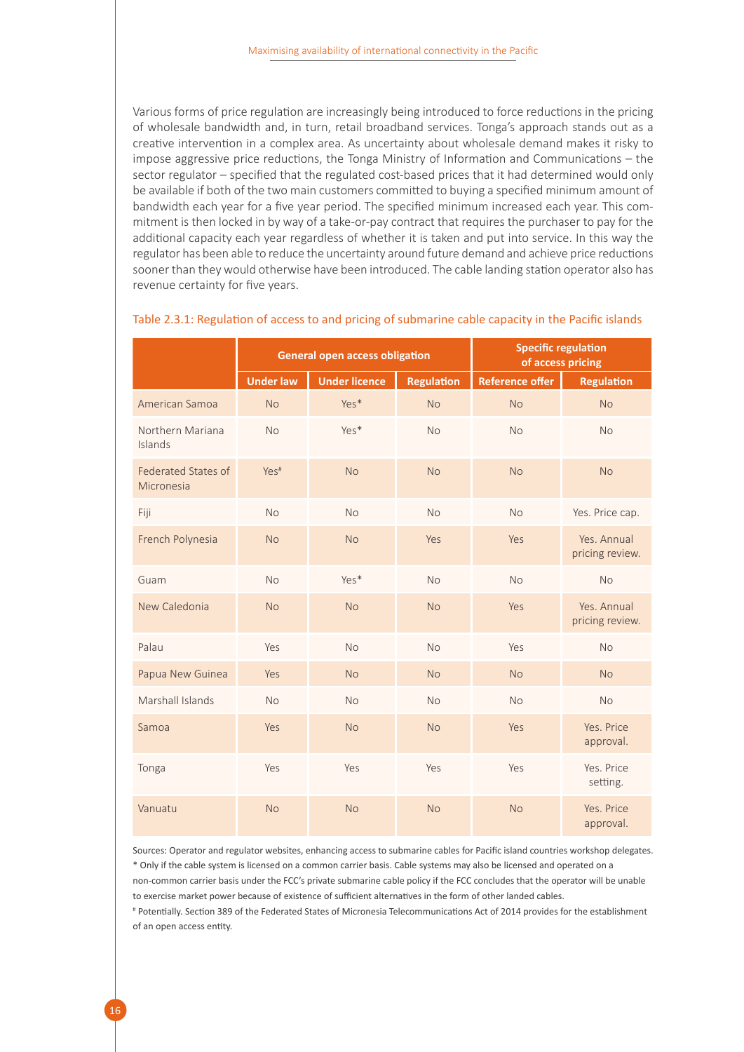Various forms of price regulation are increasingly being introduced to force reductions in the pricing of wholesale bandwidth and, in turn, retail broadband services. Tonga's approach stands out as a creative intervention in a complex area. As uncertainty about wholesale demand makes it risky to impose aggressive price reductions, the Tonga Ministry of Information and Communications – the sector regulator – specified that the regulated cost-based prices that it had determined would only be available if both of the two main customers committed to buying a specified minimum amount of bandwidth each year for a five year period. The specified minimum increased each year. This commitment is then locked in by way of a take-or-pay contract that requires the purchaser to pay for the additional capacity each year regardless of whether it is taken and put into service. In this way the regulator has been able to reduce the uncertainty around future demand and achieve price reductions sooner than they would otherwise have been introduced. The cable landing station operator also has revenue certainty for five years.

Table 2.3.1: Regulation of access to and pricing of submarine cable capacity in the Pacific islands

| | General open access obligation | | | Specific regulation of access pricing | |
|---|---|---|---|---|---|
| | Under law | Under licence | Regulation | Reference offer | Regulation |
| American Samoa | No | Yes* | No | No | No |
| Northern Mariana Islands | No | Yes* | No | No | No |
| Federated States of Micronesia | Yes# | No | No | No | No |
| Fiji | No | No | No | No | Yes. Price cap. |
| French Polynesia | No | No | Yes | Yes | Yes. Annual pricing review. |
| Guam | No | Yes* | No | No | No |
| New Caledonia | No | No | No | Yes | Yes. Annual pricing review. |
| Palau | Yes | No | No | Yes | No |
| Papua New Guinea | Yes | No | No | No | No |
| Marshall Islands | No | No | No | No | No |
| Samoa | Yes | No | No | Yes | Yes. Price approval. |
| Tonga | Yes | Yes | Yes | Yes | Yes. Price setting. |
| Vanuatu | No | No | No | No | Yes. Price approval. |

Sources: Operator and regulator websites, enhancing access to submarine cables for Pacific island countries workshop delegates.
* Only if the cable system is licensed on a common carrier basis. Cable systems may also be licensed and operated on a non-common carrier basis under the FCC's private submarine cable policy if the FCC concludes that the operator will be unable to exercise market power because of existence of sufficient alternatives in the form of other landed cables.
# Potentially. Section 389 of the Federated States of Micronesia Telecommunications Act of 2014 provides for the establishment of an open access entity.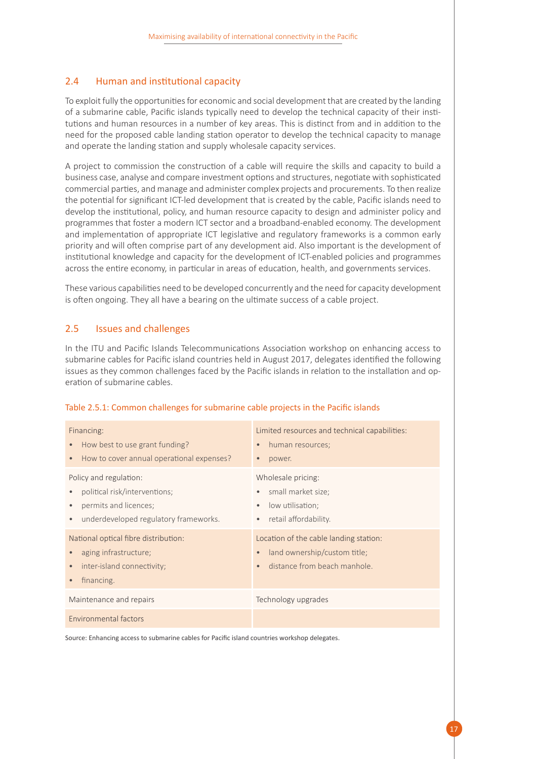## 2.4 Human and institutional capacity

To exploit fully the opportunities for economic and social development that are created by the landing of a submarine cable, Pacific islands typically need to develop the technical capacity of their institutions and human resources in a number of key areas. This is distinct from and in addition to the need for the proposed cable landing station operator to develop the technical capacity to manage and operate the landing station and supply wholesale capacity services.

A project to commission the construction of a cable will require the skills and capacity to build a business case, analyse and compare investment options and structures, negotiate with sophisticated commercial parties, and manage and administer complex projects and procurements. To then realize the potential for significant ICT-led development that is created by the cable, Pacific islands need to develop the institutional, policy, and human resource capacity to design and administer policy and programmes that foster a modern ICT sector and a broadband-enabled economy. The development and implementation of appropriate ICT legislative and regulatory frameworks is a common early priority and will often comprise part of any development aid. Also important is the development of institutional knowledge and capacity for the development of ICT-enabled policies and programmes across the entire economy, in particular in areas of education, health, and governments services.

These various capabilities need to be developed concurrently and the need for capacity development is often ongoing. They all have a bearing on the ultimate success of a cable project.

## 2.5 Issues and challenges

In the ITU and Pacific Islands Telecommunications Association workshop on enhancing access to submarine cables for Pacific island countries held in August 2017, delegates identified the following issues as they common challenges faced by the Pacific islands in relation to the installation and operation of submarine cables.

Table 2.5.1: Common challenges for submarine cable projects in the Pacific islands

| | |
|---|---|
| Financing:<br>• How best to use grant funding?<br>• How to cover annual operational expenses? | Limited resources and technical capabilities:<br>• human resources;<br>• power. |
| Policy and regulation:<br>• political risk/interventions;<br>• permits and licences;<br>• underdeveloped regulatory frameworks. | Wholesale pricing:<br>• small market size;<br>• low utilisation;<br>• retail affordability. |
| National optical fibre distribution:<br>• aging infrastructure;<br>• inter-island connectivity;<br>• financing. | Location of the cable landing station:<br>• land ownership/custom title;<br>• distance from beach manhole. |
| Maintenance and repairs | Technology upgrades |
| Environmental factors | |

Source: Enhancing access to submarine cables for Pacific island countries workshop delegates.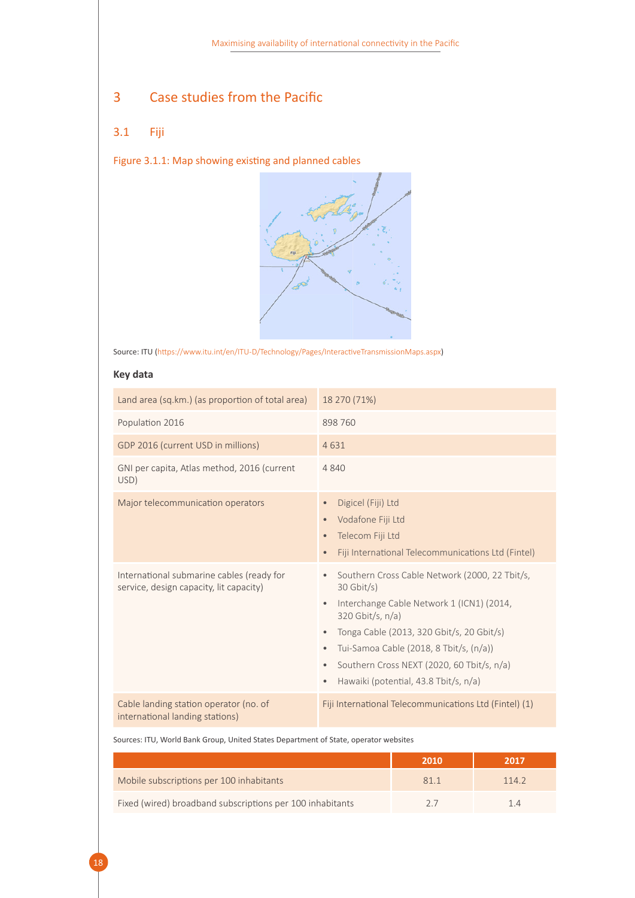# 3 Case studies from the Pacific

## 3.1 Fiji

Figure 3.1.1: Map showing existing and planned cables

Source: ITU (https://www.itu.int/en/ITU-D/Technology/Pages/InteractiveTransmissionMaps.aspx)

### Key data

| | |
|---|---|
| Land area (sq.km.) (as proportion of total area) | 18 270 (71%) |
| Population 2016 | 898 760 |
| GDP 2016 (current USD in millions) | 4 631 |
| GNI per capita, Atlas method, 2016 (current USD) | 4 840 |
| Major telecommunication operators | • Digicel (Fiji) Ltd<br>• Vodafone Fiji Ltd<br>• Telecom Fiji Ltd<br>• Fiji International Telecommunications Ltd (Fintel) |
| International submarine cables (ready for service, design capacity, lit capacity) | • Southern Cross Cable Network (2000, 22 Tbit/s, 30 Gbit/s)<br>• Interchange Cable Network 1 (ICN1) (2014, 320 Gbit/s, n/a)<br>• Tonga Cable (2013, 320 Gbit/s, 20 Gbit/s)<br>• Tui-Samoa Cable (2018, 8 Tbit/s, (n/a))<br>• Southern Cross NEXT (2020, 60 Tbit/s, n/a)<br>• Hawaiki (potential, 43.8 Tbit/s, n/a) |
| Cable landing station operator (no. of international landing stations) | Fiji International Telecommunications Ltd (Fintel) (1) |

Sources: ITU, World Bank Group, United States Department of State, operator websites

| | 2010 | 2017 |
|---|---|---|
| Mobile subscriptions per 100 inhabitants | 81.1 | 114.2 |
| Fixed (wired) broadband subscriptions per 100 inhabitants | 2.7 | 1.4 |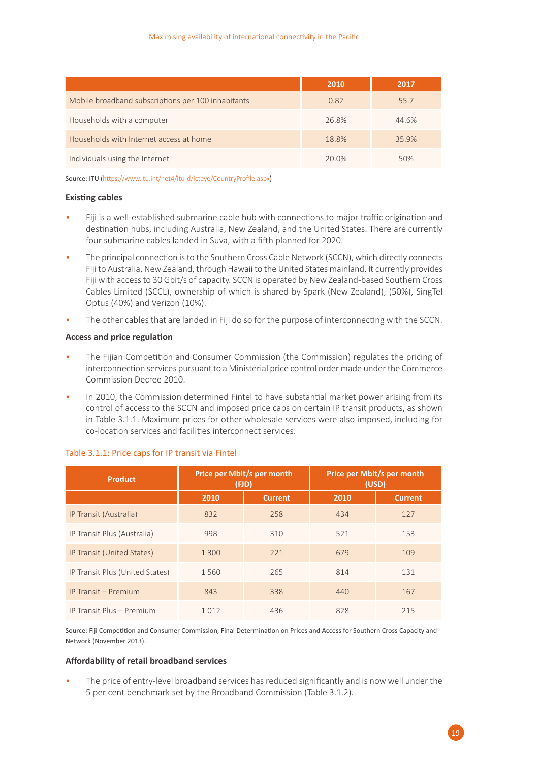| | 2010 | 2017 |
|---|---|---|
| Mobile broadband subscriptions per 100 inhabitants | 0.82 | 55.7 |
| Households with a computer | 26.8% | 44.6% |
| Households with Internet access at home | 18.8% | 35.9% |
| Individuals using the Internet | 20.0% | 50% |

Source: ITU (https://www.itu.int/net4/itu-d/icteye/CountryProfile.aspx)

### Existing cables

- Fiji is a well-established submarine cable hub with connections to major traffic origination and destination hubs, including Australia, New Zealand, and the United States. There are currently four submarine cables landed in Suva, with a fifth planned for 2020.
- The principal connection is to the Southern Cross Cable Network (SCCN), which directly connects Fiji to Australia, New Zealand, through Hawaii to the United States mainland. It currently provides Fiji with access to 30 Gbit/s of capacity. SCCN is operated by New Zealand-based Southern Cross Cables Limited (SCCL), ownership of which is shared by Spark (New Zealand), (50%), SingTel Optus (40%) and Verizon (10%).
- The other cables that are landed in Fiji do so for the purpose of interconnecting with the SCCN.

### Access and price regulation

- The Fijian Competition and Consumer Commission (the Commission) regulates the pricing of interconnection services pursuant to a Ministerial price control order made under the Commerce Commission Decree 2010.
- In 2010, the Commission determined Fintel to have substantial market power arising from its control of access to the SCCN and imposed price caps on certain IP transit products, as shown in Table 3.1.1. Maximum prices for other wholesale services were also imposed, including for co-location services and facilities interconnect services.

Table 3.1.1: Price caps for IP transit via Fintel

| Product | Price per Mbit/s per month (FJD) | | Price per Mbit/s per month (USD) | |
|---|---|---|---|---|
| | 2010 | Current | 2010 | Current |
| IP Transit (Australia) | 832 | 258 | 434 | 127 |
| IP Transit Plus (Australia) | 998 | 310 | 521 | 153 |
| IP Transit (United States) | 1 300 | 221 | 679 | 109 |
| IP Transit Plus (United States) | 1 560 | 265 | 814 | 131 |
| IP Transit – Premium | 843 | 338 | 440 | 167 |
| IP Transit Plus – Premium | 1 012 | 436 | 828 | 215 |

Source: Fiji Competition and Consumer Commission, Final Determination on Prices and Access for Southern Cross Capacity and Network (November 2013).

### Affordability of retail broadband services

- The price of entry-level broadband services has reduced significantly and is now well under the 5 per cent benchmark set by the Broadband Commission (Table 3.1.2).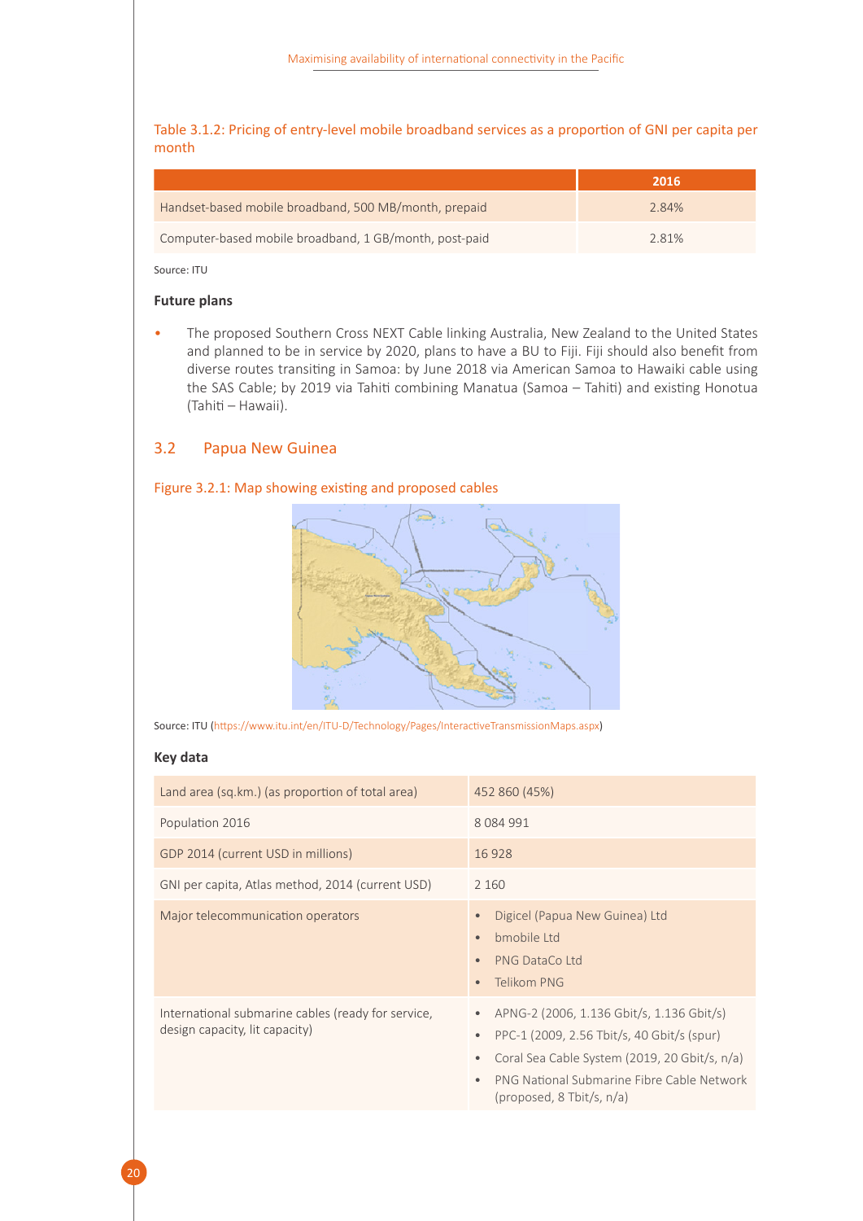Table 3.1.2: Pricing of entry-level mobile broadband services as a proportion of GNI per capita per month

| | 2016 |
|---|---|
| Handset-based mobile broadband, 500 MB/month, prepaid | 2.84% |
| Computer-based mobile broadband, 1 GB/month, post-paid | 2.81% |

Source: ITU

### Future plans

- The proposed Southern Cross NEXT Cable linking Australia, New Zealand to the United States and planned to be in service by 2020, plans to have a BU to Fiji. Fiji should also benefit from diverse routes transiting in Samoa: by June 2018 via American Samoa to Hawaiki cable using the SAS Cable; by 2019 via Tahiti combining Manatua (Samoa – Tahiti) and existing Honotua (Tahiti – Hawaii).

## 3.2 Papua New Guinea

Figure 3.2.1: Map showing existing and proposed cables

Source: ITU (https://www.itu.int/en/ITU-D/Technology/Pages/InteractiveTransmissionMaps.aspx)

### Key data

| | |
|---|---|
| Land area (sq.km.) (as proportion of total area) | 452 860 (45%) |
| Population 2016 | 8 084 991 |
| GDP 2014 (current USD in millions) | 16 928 |
| GNI per capita, Atlas method, 2014 (current USD) | 2 160 |
| Major telecommunication operators | • Digicel (Papua New Guinea) Ltd<br>• bmobile Ltd<br>• PNG DataCo Ltd<br>• Telikom PNG |
| International submarine cables (ready for service, design capacity, lit capacity) | • APNG-2 (2006, 1.136 Gbit/s, 1.136 Gbit/s)<br>• PPC-1 (2009, 2.56 Tbit/s, 40 Gbit/s (spur)<br>• Coral Sea Cable System (2019, 20 Gbit/s, n/a)<br>• PNG National Submarine Fibre Cable Network (proposed, 8 Tbit/s, n/a) |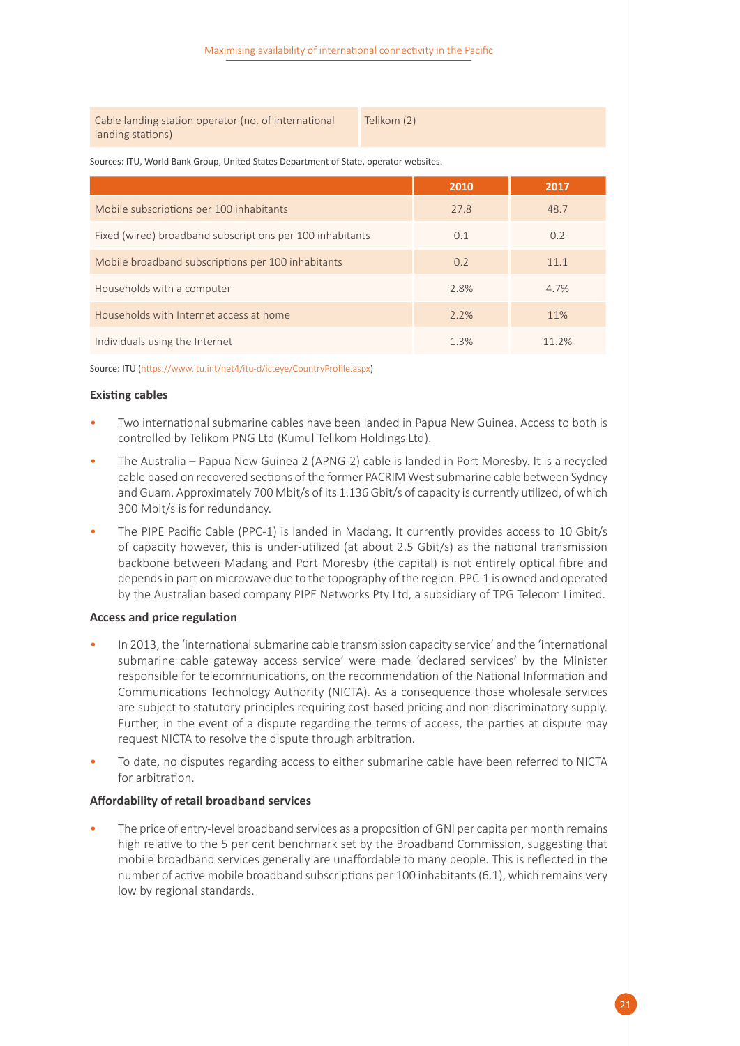| Cable landing station operator (no. of international landing stations) | Telikom (2) |
|---|---|

Sources: ITU, World Bank Group, United States Department of State, operator websites.

| | 2010 | 2017 |
|---|---|---|
| Mobile subscriptions per 100 inhabitants | 27.8 | 48.7 |
| Fixed (wired) broadband subscriptions per 100 inhabitants | 0.1 | 0.2 |
| Mobile broadband subscriptions per 100 inhabitants | 0.2 | 11.1 |
| Households with a computer | 2.8% | 4.7% |
| Households with Internet access at home | 2.2% | 11% |
| Individuals using the Internet | 1.3% | 11.2% |

Source: ITU (https://www.itu.int/net4/itu-d/icteye/CountryProfile.aspx)

**Existing cables**

- Two international submarine cables have been landed in Papua New Guinea. Access to both is controlled by Telikom PNG Ltd (Kumul Telikom Holdings Ltd).
- The Australia – Papua New Guinea 2 (APNG-2) cable is landed in Port Moresby. It is a recycled cable based on recovered sections of the former PACRIM West submarine cable between Sydney and Guam. Approximately 700 Mbit/s of its 1.136 Gbit/s of capacity is currently utilized, of which 300 Mbit/s is for redundancy.
- The PIPE Pacific Cable (PPC-1) is landed in Madang. It currently provides access to 10 Gbit/s of capacity however, this is under-utilized (at about 2.5 Gbit/s) as the national transmission backbone between Madang and Port Moresby (the capital) is not entirely optical fibre and depends in part on microwave due to the topography of the region. PPC-1 is owned and operated by the Australian based company PIPE Networks Pty Ltd, a subsidiary of TPG Telecom Limited.

**Access and price regulation**

- In 2013, the 'international submarine cable transmission capacity service' and the 'international submarine cable gateway access service' were made 'declared services' by the Minister responsible for telecommunications, on the recommendation of the National Information and Communications Technology Authority (NICTA). As a consequence those wholesale services are subject to statutory principles requiring cost-based pricing and non-discriminatory supply. Further, in the event of a dispute regarding the terms of access, the parties at dispute may request NICTA to resolve the dispute through arbitration.
- To date, no disputes regarding access to either submarine cable have been referred to NICTA for arbitration.

**Affordability of retail broadband services**

- The price of entry-level broadband services as a proposition of GNI per capita per month remains high relative to the 5 per cent benchmark set by the Broadband Commission, suggesting that mobile broadband services generally are unaffordable to many people. This is reflected in the number of active mobile broadband subscriptions per 100 inhabitants (6.1), which remains very low by regional standards.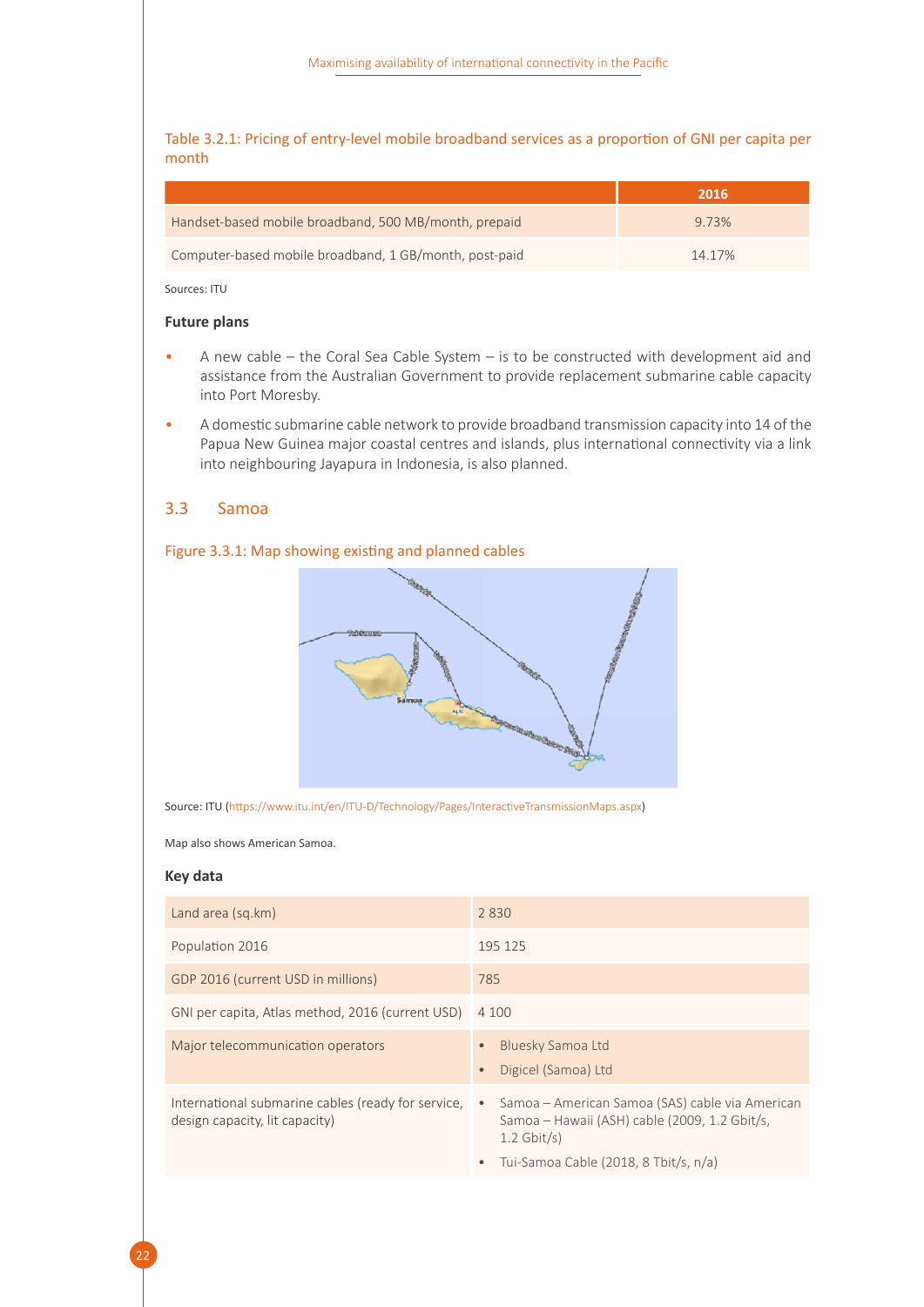Table 3.2.1: Pricing of entry-level mobile broadband services as a proportion of GNI per capita per month

| | 2016 |
|---|---|
| Handset-based mobile broadband, 500 MB/month, prepaid | 9.73% |
| Computer-based mobile broadband, 1 GB/month, post-paid | 14.17% |

Sources: ITU

### Future plans

- A new cable – the Coral Sea Cable System – is to be constructed with development aid and assistance from the Australian Government to provide replacement submarine cable capacity into Port Moresby.
- A domestic submarine cable network to provide broadband transmission capacity into 14 of the Papua New Guinea major coastal centres and islands, plus international connectivity via a link into neighbouring Jayapura in Indonesia, is also planned.

## 3.3 Samoa

Figure 3.3.1: Map showing existing and planned cables

Source: ITU (https://www.itu.int/en/ITU-D/Technology/Pages/InteractiveTransmissionMaps.aspx)

Map also shows American Samoa.

### Key data

| | |
|---|---|
| Land area (sq.km) | 2 830 |
| Population 2016 | 195 125 |
| GDP 2016 (current USD in millions) | 785 |
| GNI per capita, Atlas method, 2016 (current USD) | 4 100 |
| Major telecommunication operators | • Bluesky Samoa Ltd<br>• Digicel (Samoa) Ltd |
| International submarine cables (ready for service, design capacity, lit capacity) | • Samoa – American Samoa (SAS) cable via American Samoa – Hawaii (ASH) cable (2009, 1.2 Gbit/s, 1.2 Gbit/s)<br>• Tui-Samoa Cable (2018, 8 Tbit/s, n/a) |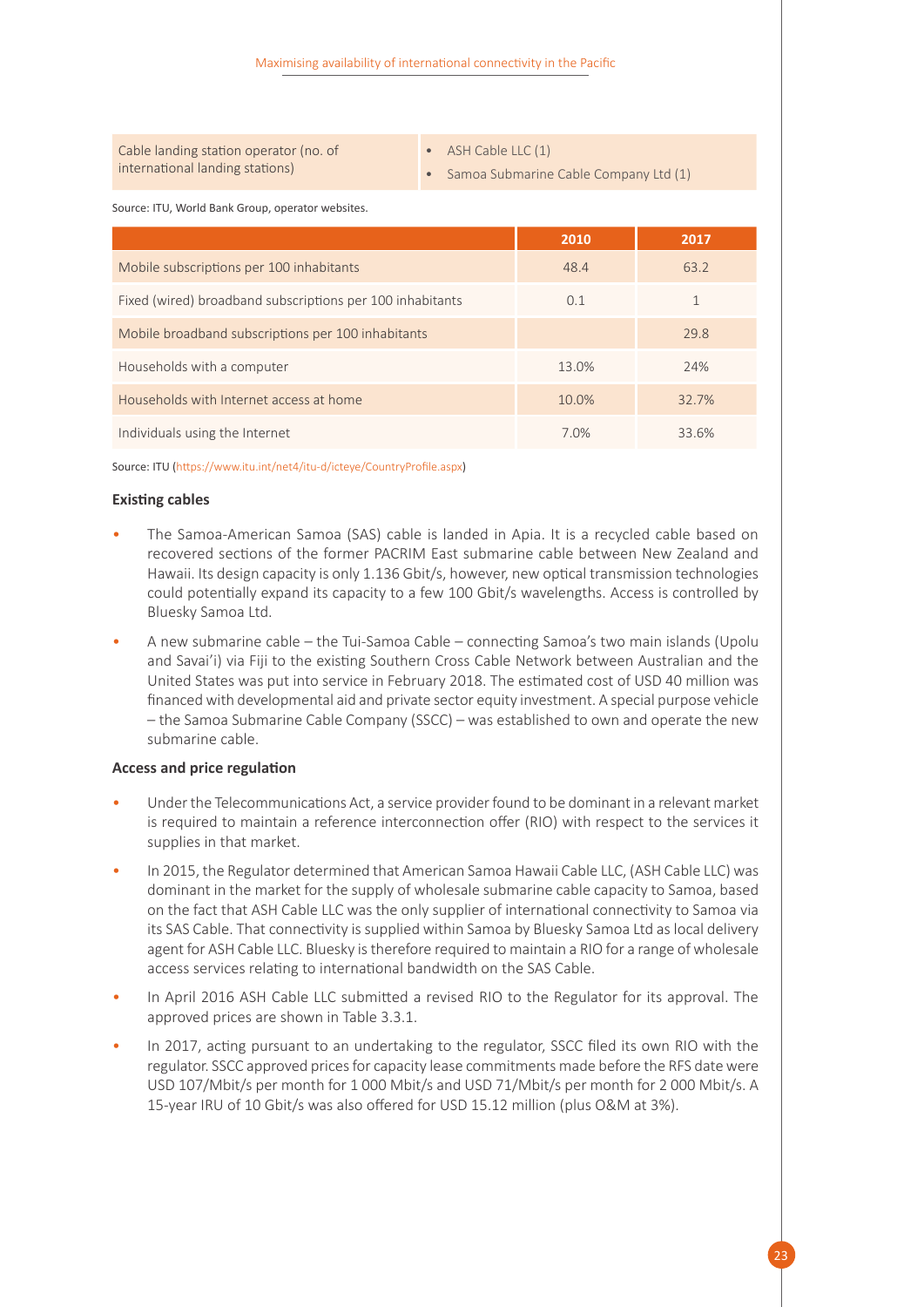| Cable landing station operator (no. of international landing stations) | • ASH Cable LLC (1)<br>• Samoa Submarine Cable Company Ltd (1) |
|---|---|

Source: ITU, World Bank Group, operator websites.

| | 2010 | 2017 |
|---|---|---|
| Mobile subscriptions per 100 inhabitants | 48.4 | 63.2 |
| Fixed (wired) broadband subscriptions per 100 inhabitants | 0.1 | 1 |
| Mobile broadband subscriptions per 100 inhabitants | | 29.8 |
| Households with a computer | 13.0% | 24% |
| Households with Internet access at home | 10.0% | 32.7% |
| Individuals using the Internet | 7.0% | 33.6% |

Source: ITU (https://www.itu.int/net4/itu-d/icteye/CountryProfile.aspx)

**Existing cables**

- The Samoa-American Samoa (SAS) cable is landed in Apia. It is a recycled cable based on recovered sections of the former PACRIM East submarine cable between New Zealand and Hawaii. Its design capacity is only 1.136 Gbit/s, however, new optical transmission technologies could potentially expand its capacity to a few 100 Gbit/s wavelengths. Access is controlled by Bluesky Samoa Ltd.
- A new submarine cable – the Tui-Samoa Cable – connecting Samoa's two main islands (Upolu and Savai'i) via Fiji to the existing Southern Cross Cable Network between Australian and the United States was put into service in February 2018. The estimated cost of USD 40 million was financed with developmental aid and private sector equity investment. A special purpose vehicle – the Samoa Submarine Cable Company (SSCC) – was established to own and operate the new submarine cable.

**Access and price regulation**

- Under the Telecommunications Act, a service provider found to be dominant in a relevant market is required to maintain a reference interconnection offer (RIO) with respect to the services it supplies in that market.
- In 2015, the Regulator determined that American Samoa Hawaii Cable LLC, (ASH Cable LLC) was dominant in the market for the supply of wholesale submarine cable capacity to Samoa, based on the fact that ASH Cable LLC was the only supplier of international connectivity to Samoa via its SAS Cable. That connectivity is supplied within Samoa by Bluesky Samoa Ltd as local delivery agent for ASH Cable LLC. Bluesky is therefore required to maintain a RIO for a range of wholesale access services relating to international bandwidth on the SAS Cable.
- In April 2016 ASH Cable LLC submitted a revised RIO to the Regulator for its approval. The approved prices are shown in Table 3.3.1.
- In 2017, acting pursuant to an undertaking to the regulator, SSCC filed its own RIO with the regulator. SSCC approved prices for capacity lease commitments made before the RFS date were USD 107/Mbit/s per month for 1 000 Mbit/s and USD 71/Mbit/s per month for 2 000 Mbit/s. A 15-year IRU of 10 Gbit/s was also offered for USD 15.12 million (plus O&M at 3%).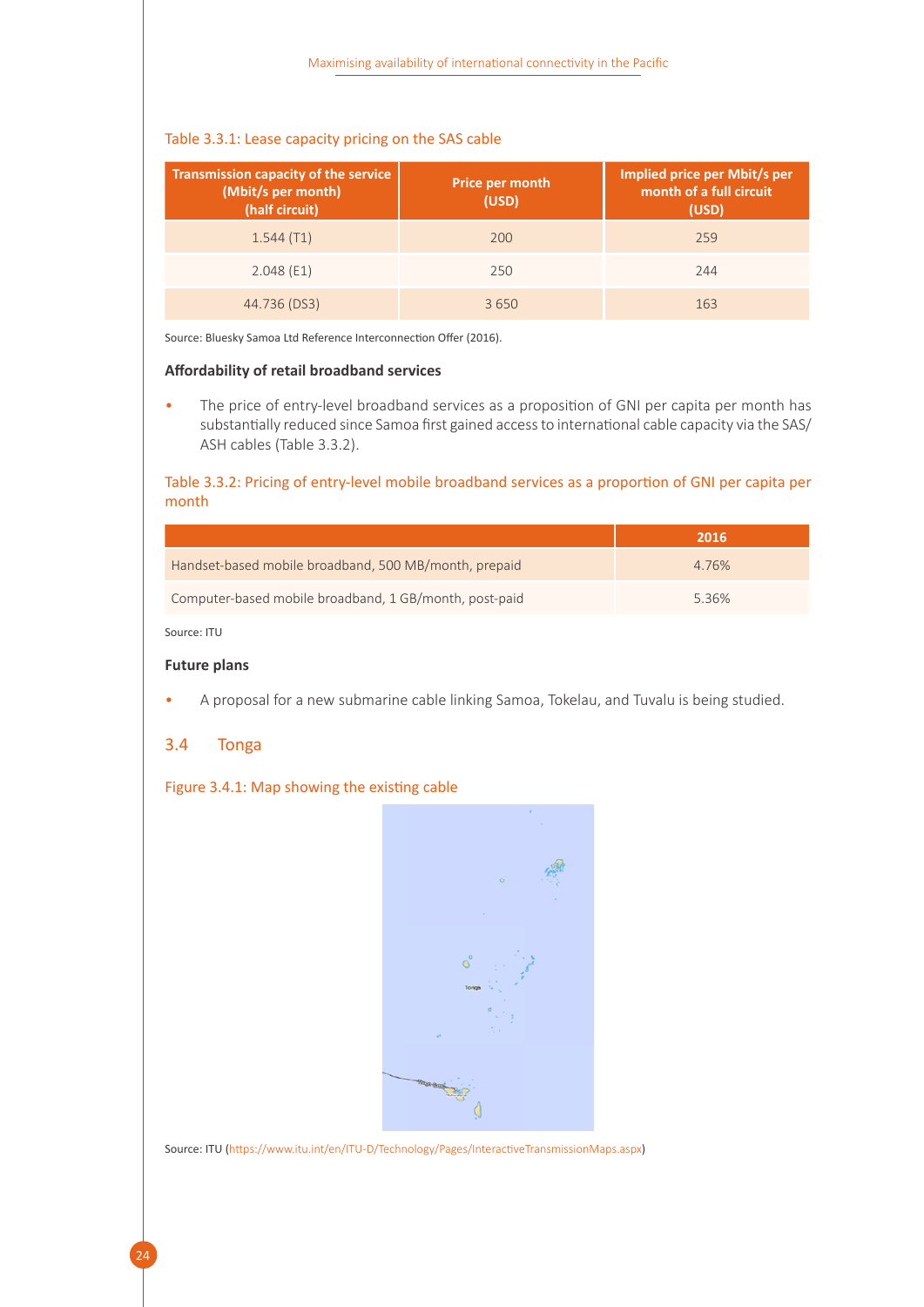Table 3.3.1: Lease capacity pricing on the SAS cable

| Transmission capacity of the service (Mbit/s per month) (half circuit) | Price per month (USD) | Implied price per Mbit/s per month of a full circuit (USD) |
|---|---|---|
| 1.544 (T1) | 200 | 259 |
| 2.048 (E1) | 250 | 244 |
| 44.736 (DS3) | 3 650 | 163 |

Source: Bluesky Samoa Ltd Reference Interconnection Offer (2016).

**Affordability of retail broadband services**

- The price of entry-level broadband services as a proposition of GNI per capita per month has substantially reduced since Samoa first gained access to international cable capacity via the SAS/ASH cables (Table 3.3.2).

Table 3.3.2: Pricing of entry-level mobile broadband services as a proportion of GNI per capita per month

| | 2016 |
|---|---|
| Handset-based mobile broadband, 500 MB/month, prepaid | 4.76% |
| Computer-based mobile broadband, 1 GB/month, post-paid | 5.36% |

Source: ITU

**Future plans**

- A proposal for a new submarine cable linking Samoa, Tokelau, and Tuvalu is being studied.

## 3.4 Tonga

Figure 3.4.1: Map showing the existing cable

Source: ITU (https://www.itu.int/en/ITU-D/Technology/Pages/InteractiveTransmissionMaps.aspx)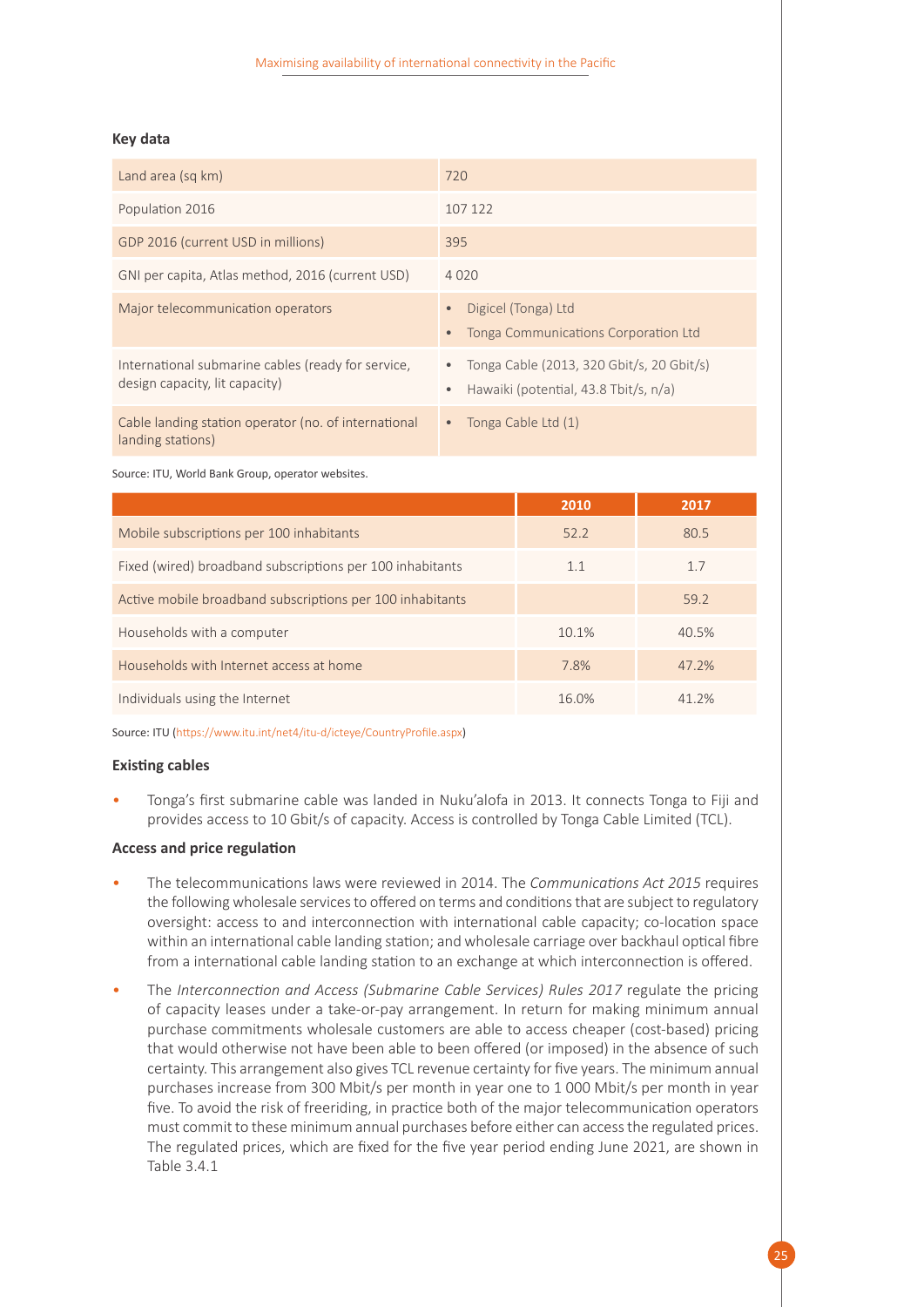### Key data

| | |
|---|---|
| Land area (sq km) | 720 |
| Population 2016 | 107 122 |
| GDP 2016 (current USD in millions) | 395 |
| GNI per capita, Atlas method, 2016 (current USD) | 4 020 |
| Major telecommunication operators | • Digicel (Tonga) Ltd<br>• Tonga Communications Corporation Ltd |
| International submarine cables (ready for service, design capacity, lit capacity) | • Tonga Cable (2013, 320 Gbit/s, 20 Gbit/s)<br>• Hawaiki (potential, 43.8 Tbit/s, n/a) |
| Cable landing station operator (no. of international landing stations) | • Tonga Cable Ltd (1) |

Source: ITU, World Bank Group, operator websites.

| | 2010 | 2017 |
|---|---|---|
| Mobile subscriptions per 100 inhabitants | 52.2 | 80.5 |
| Fixed (wired) broadband subscriptions per 100 inhabitants | 1.1 | 1.7 |
| Active mobile broadband subscriptions per 100 inhabitants | | 59.2 |
| Households with a computer | 10.1% | 40.5% |
| Households with Internet access at home | 7.8% | 47.2% |
| Individuals using the Internet | 16.0% | 41.2% |

Source: ITU (https://www.itu.int/net4/itu-d/icteye/CountryProfile.aspx)

#### Existing cables

- Tonga's first submarine cable was landed in Nuku'alofa in 2013. It connects Tonga to Fiji and provides access to 10 Gbit/s of capacity. Access is controlled by Tonga Cable Limited (TCL).

#### Access and price regulation

- The telecommunications laws were reviewed in 2014. The *Communications Act 2015* requires the following wholesale services to offered on terms and conditions that are subject to regulatory oversight: access to and interconnection with international cable capacity; co-location space within an international cable landing station; and wholesale carriage over backhaul optical fibre from a international cable landing station to an exchange at which interconnection is offered.
- The *Interconnection and Access (Submarine Cable Services) Rules 2017* regulate the pricing of capacity leases under a take-or-pay arrangement. In return for making minimum annual purchase commitments wholesale customers are able to access cheaper (cost-based) pricing that would otherwise not have been able to been offered (or imposed) in the absence of such certainty. This arrangement also gives TCL revenue certainty for five years. The minimum annual purchases increase from 300 Mbit/s per month in year one to 1 000 Mbit/s per month in year five. To avoid the risk of freeriding, in practice both of the major telecommunication operators must commit to these minimum annual purchases before either can access the regulated prices. The regulated prices, which are fixed for the five year period ending June 2021, are shown in Table 3.4.1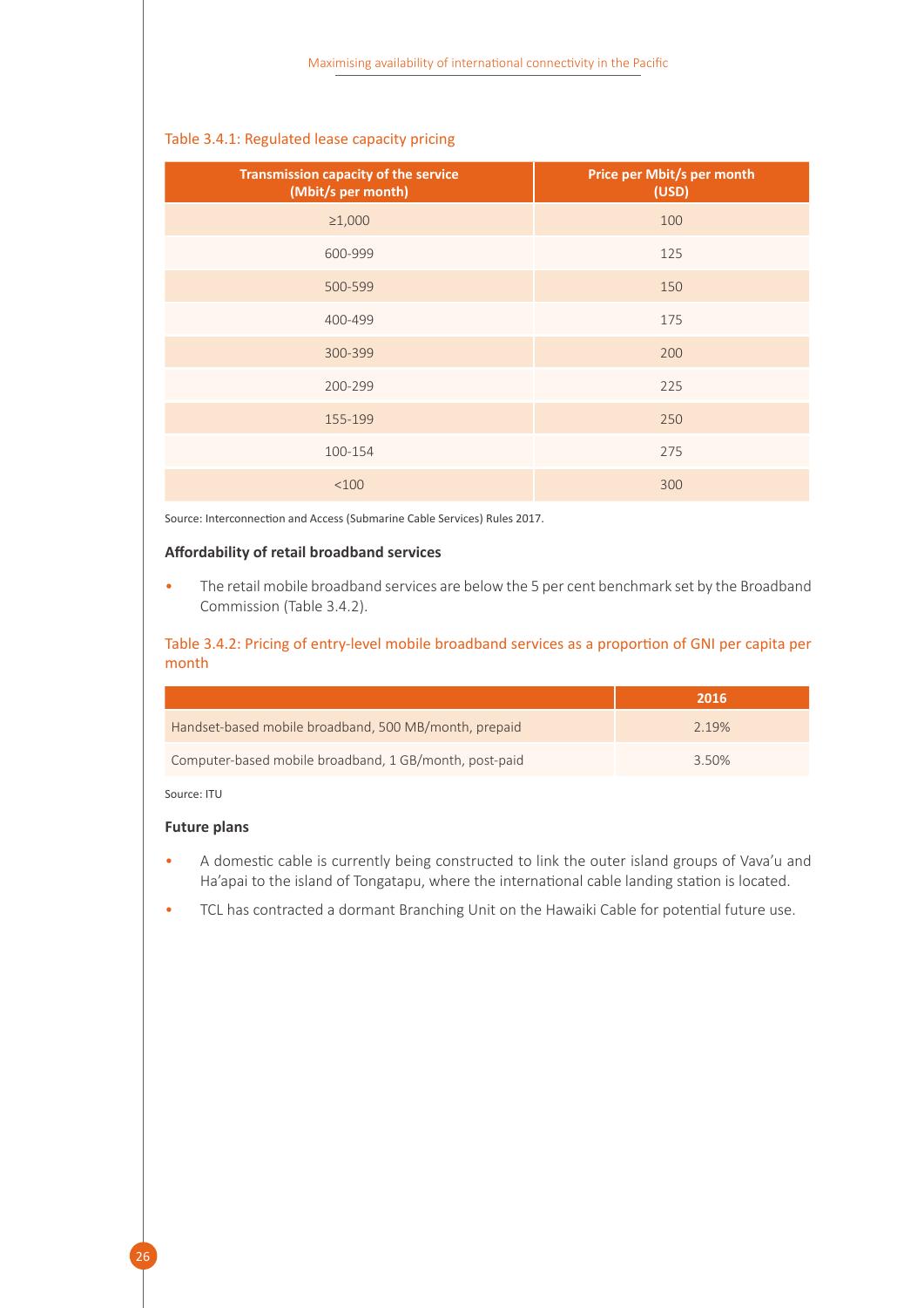Table 3.4.1: Regulated lease capacity pricing

| Transmission capacity of the service (Mbit/s per month) | Price per Mbit/s per month (USD) |
|---|---|
| ≥1,000 | 100 |
| 600-999 | 125 |
| 500-599 | 150 |
| 400-499 | 175 |
| 300-399 | 200 |
| 200-299 | 225 |
| 155-199 | 250 |
| 100-154 | 275 |
| <100 | 300 |

Source: Interconnection and Access (Submarine Cable Services) Rules 2017.

**Affordability of retail broadband services**

- The retail mobile broadband services are below the 5 per cent benchmark set by the Broadband Commission (Table 3.4.2).

Table 3.4.2: Pricing of entry-level mobile broadband services as a proportion of GNI per capita per month

| | 2016 |
|---|---|
| Handset-based mobile broadband, 500 MB/month, prepaid | 2.19% |
| Computer-based mobile broadband, 1 GB/month, post-paid | 3.50% |

Source: ITU

**Future plans**

- A domestic cable is currently being constructed to link the outer island groups of Vava'u and Ha'apai to the island of Tongatapu, where the international cable landing station is located.
- TCL has contracted a dormant Branching Unit on the Hawaiki Cable for potential future use.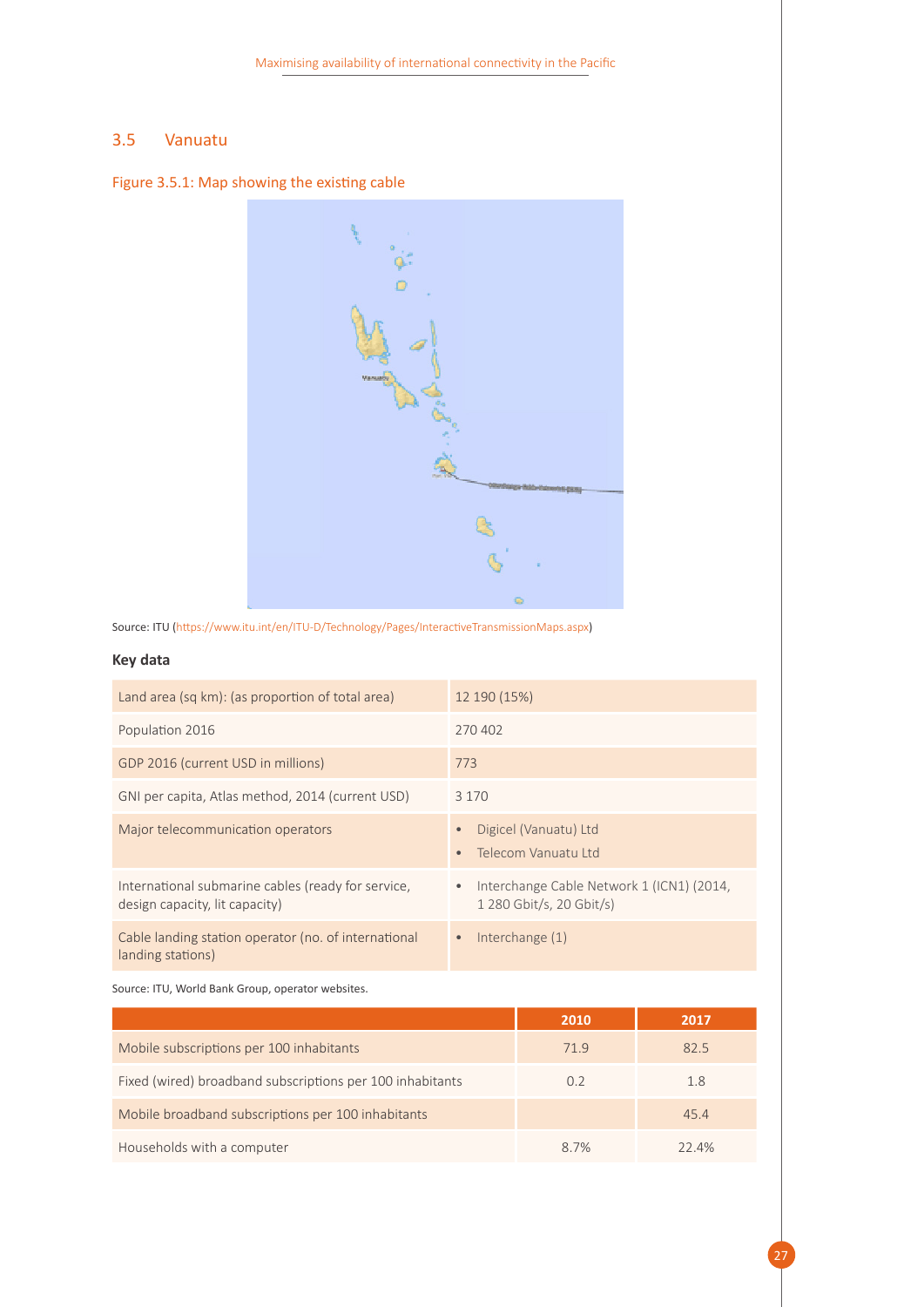## 3.5 Vanuatu

Figure 3.5.1: Map showing the existing cable

Source: ITU (https://www.itu.int/en/ITU-D/Technology/Pages/InteractiveTransmissionMaps.aspx)

**Key data**

| | |
|---|---|
| Land area (sq km): (as proportion of total area) | 12 190 (15%) |
| Population 2016 | 270 402 |
| GDP 2016 (current USD in millions) | 773 |
| GNI per capita, Atlas method, 2014 (current USD) | 3 170 |
| Major telecommunication operators | • Digicel (Vanuatu) Ltd<br>• Telecom Vanuatu Ltd |
| International submarine cables (ready for service, design capacity, lit capacity) | • Interchange Cable Network 1 (ICN1) (2014, 1 280 Gbit/s, 20 Gbit/s) |
| Cable landing station operator (no. of international landing stations) | • Interchange (1) |

Source: ITU, World Bank Group, operator websites.

| | 2010 | 2017 |
|---|---|---|
| Mobile subscriptions per 100 inhabitants | 71.9 | 82.5 |
| Fixed (wired) broadband subscriptions per 100 inhabitants | 0.2 | 1.8 |
| Mobile broadband subscriptions per 100 inhabitants | | 45.4 |
| Households with a computer | 8.7% | 22.4% |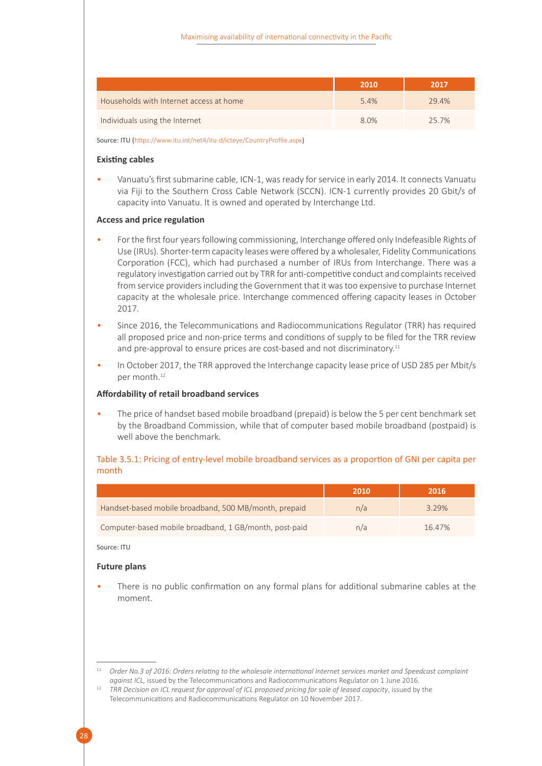| | 2010 | 2017 |
|---|---|---|
| Households with Internet access at home | 5.4% | 29.4% |
| Individuals using the Internet | 8.0% | 25.7% |

Source: ITU (https://www.itu.int/net4/itu-d/icteye/CountryProfile.aspx)

**Existing cables**

- Vanuatu's first submarine cable, ICN-1, was ready for service in early 2014. It connects Vanuatu via Fiji to the Southern Cross Cable Network (SCCN). ICN-1 currently provides 20 Gbit/s of capacity into Vanuatu. It is owned and operated by Interchange Ltd.

**Access and price regulation**

- For the first four years following commissioning, Interchange offered only Indefeasible Rights of Use (IRUs). Shorter-term capacity leases were offered by a wholesaler, Fidelity Communications Corporation (FCC), which had purchased a number of IRUs from Interchange. There was a regulatory investigation carried out by TRR for anti-competitive conduct and complaints received from service providers including the Government that it was too expensive to purchase Internet capacity at the wholesale price. Interchange commenced offering capacity leases in October 2017.
- Since 2016, the Telecommunications and Radiocommunications Regulator (TRR) has required all proposed price and non-price terms and conditions of supply to be filed for the TRR review and pre-approval to ensure prices are cost-based and not discriminatory.[11]
- In October 2017, the TRR approved the Interchange capacity lease price of USD 285 per Mbit/s per month.[12]

**Affordability of retail broadband services**

- The price of handset based mobile broadband (prepaid) is below the 5 per cent benchmark set by the Broadband Commission, while that of computer based mobile broadband (postpaid) is well above the benchmark.

Table 3.5.1: Pricing of entry-level mobile broadband services as a proportion of GNI per capita per month

| | 2010 | 2016 |
|---|---|---|
| Handset-based mobile broadband, 500 MB/month, prepaid | n/a | 3.29% |
| Computer-based mobile broadband, 1 GB/month, post-paid | n/a | 16.47% |

Source: ITU

**Future plans**

- There is no public confirmation on any formal plans for additional submarine cables at the moment.

---

[11] *Order No.3 of 2016: Orders relating to the wholesale international Internet services market and Speedcast complaint against ICL*, issued by the Telecommunications and Radiocommunications Regulator on 1 June 2016.

[12] *TRR Decision on ICL request for approval of ICL proposed pricing for sale of leased capacity*, issued by the Telecommunications and Radiocommunications Regulator on 10 November 2017.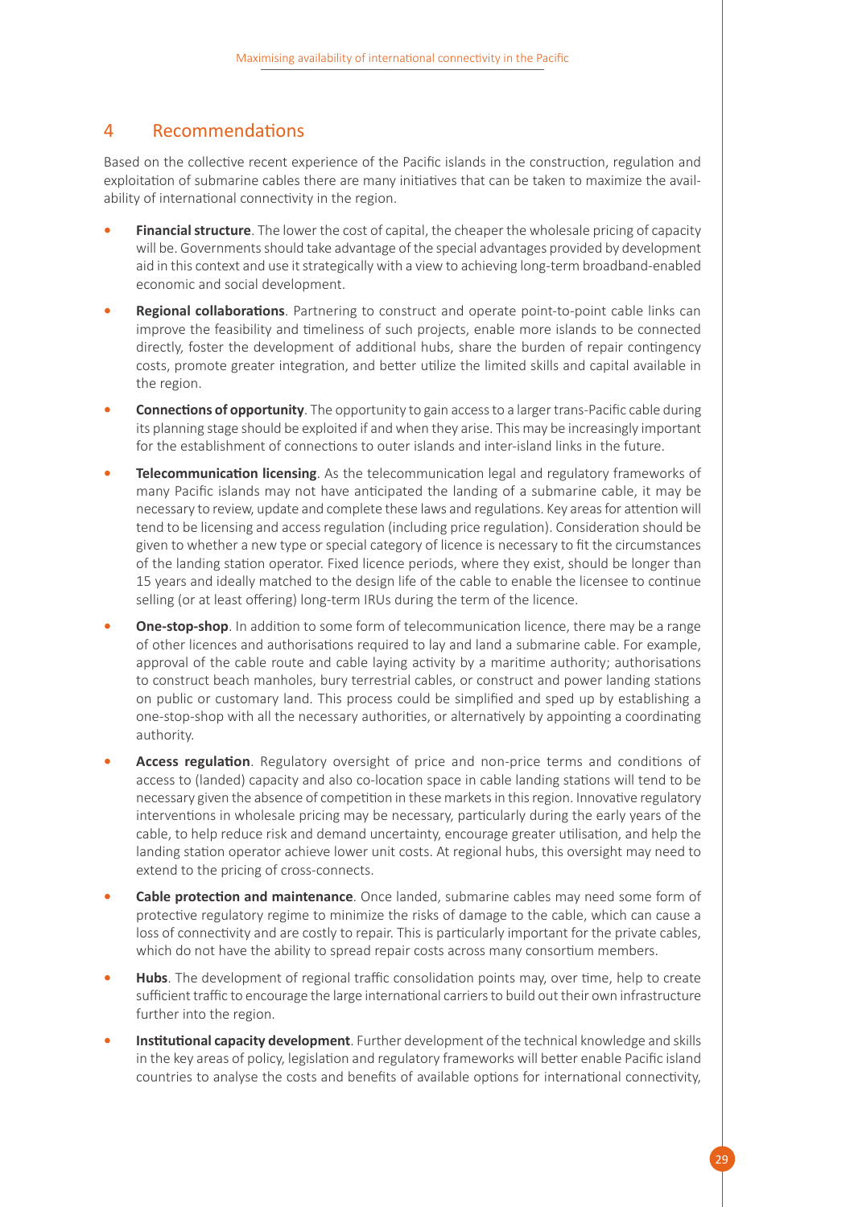## 4 Recommendations

Based on the collective recent experience of the Pacific islands in the construction, regulation and exploitation of submarine cables there are many initiatives that can be taken to maximize the availability of international connectivity in the region.

- **Financial structure**. The lower the cost of capital, the cheaper the wholesale pricing of capacity will be. Governments should take advantage of the special advantages provided by development aid in this context and use it strategically with a view to achieving long-term broadband-enabled economic and social development.
- **Regional collaborations**. Partnering to construct and operate point-to-point cable links can improve the feasibility and timeliness of such projects, enable more islands to be connected directly, foster the development of additional hubs, share the burden of repair contingency costs, promote greater integration, and better utilize the limited skills and capital available in the region.
- **Connections of opportunity**. The opportunity to gain access to a larger trans-Pacific cable during its planning stage should be exploited if and when they arise. This may be increasingly important for the establishment of connections to outer islands and inter-island links in the future.
- **Telecommunication licensing**. As the telecommunication legal and regulatory frameworks of many Pacific islands may not have anticipated the landing of a submarine cable, it may be necessary to review, update and complete these laws and regulations. Key areas for attention will tend to be licensing and access regulation (including price regulation). Consideration should be given to whether a new type or special category of licence is necessary to fit the circumstances of the landing station operator. Fixed licence periods, where they exist, should be longer than 15 years and ideally matched to the design life of the cable to enable the licensee to continue selling (or at least offering) long-term IRUs during the term of the licence.
- **One-stop-shop**. In addition to some form of telecommunication licence, there may be a range of other licences and authorisations required to lay and land a submarine cable. For example, approval of the cable route and cable laying activity by a maritime authority; authorisations to construct beach manholes, bury terrestrial cables, or construct and power landing stations on public or customary land. This process could be simplified and sped up by establishing a one-stop-shop with all the necessary authorities, or alternatively by appointing a coordinating authority.
- **Access regulation**. Regulatory oversight of price and non-price terms and conditions of access to (landed) capacity and also co-location space in cable landing stations will tend to be necessary given the absence of competition in these markets in this region. Innovative regulatory interventions in wholesale pricing may be necessary, particularly during the early years of the cable, to help reduce risk and demand uncertainty, encourage greater utilisation, and help the landing station operator achieve lower unit costs. At regional hubs, this oversight may need to extend to the pricing of cross-connects.
- **Cable protection and maintenance**. Once landed, submarine cables may need some form of protective regulatory regime to minimize the risks of damage to the cable, which can cause a loss of connectivity and are costly to repair. This is particularly important for the private cables, which do not have the ability to spread repair costs across many consortium members.
- **Hubs**. The development of regional traffic consolidation points may, over time, help to create sufficient traffic to encourage the large international carriers to build out their own infrastructure further into the region.
- **Institutional capacity development**. Further development of the technical knowledge and skills in the key areas of policy, legislation and regulatory frameworks will better enable Pacific island countries to analyse the costs and benefits of available options for international connectivity,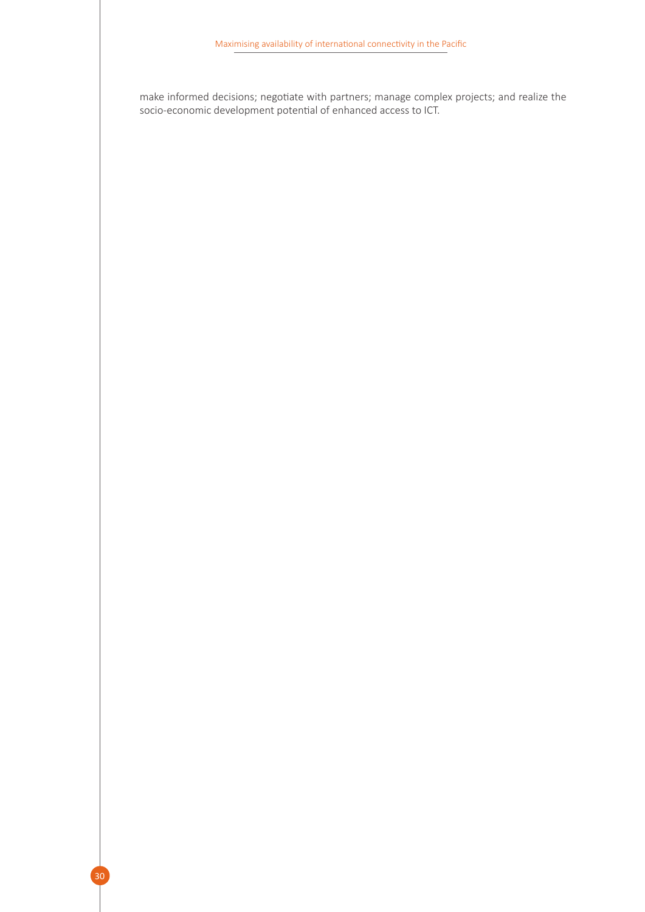make informed decisions; negotiate with partners; manage complex projects; and realize the socio-economic development potential of enhanced access to ICT.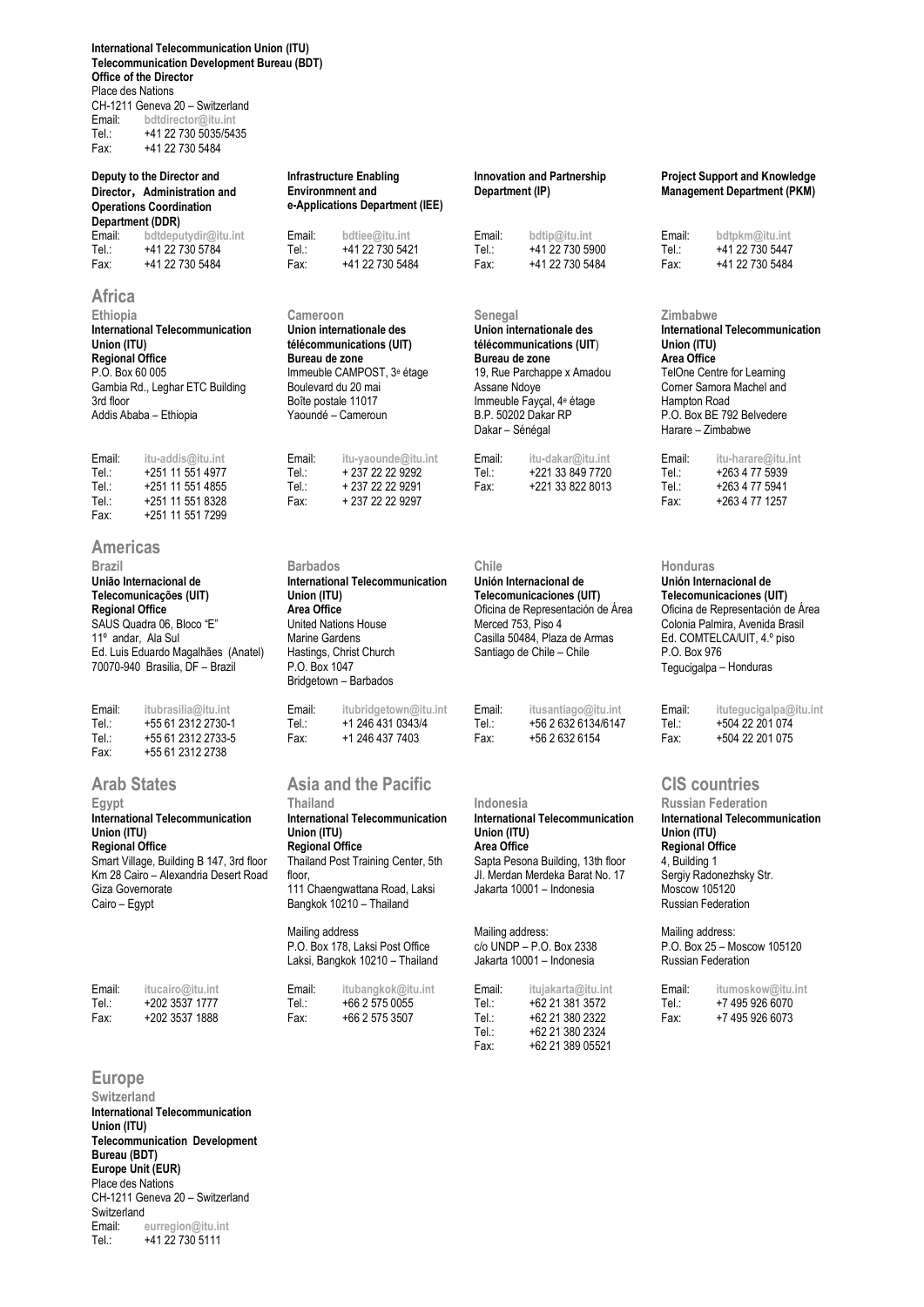**International Telecommunication Union (ITU)**
**Telecommunication Development Bureau (BDT)**
**Office of the Director**
Place des Nations
CH-1211 Geneva 20 – Switzerland
Email: bdtdirector@itu.int
Tel.: +41 22 730 5035/5435
Fax: +41 22 730 5484

**Deputy to the Director and Director，Administration and Operations Coordination Department (DDR)**
Email: bdtdeputydir@itu.int
Tel.: +41 22 730 5784
Fax: +41 22 730 5484

**Infrastructure Enabling Environmnent and e-Applications Department (IEE)**
Email: bdtiee@itu.int
Tel.: +41 22 730 5421
Fax: +41 22 730 5484

**Innovation and Partnership Department (IP)**
Email: bdtip@itu.int
Tel.: +41 22 730 5900
Fax: +41 22 730 5484

**Project Support and Knowledge Management Department (PKM)**
Email: bdtpkm@itu.int
Tel.: +41 22 730 5447
Fax: +41 22 730 5484

## Africa

### Ethiopia
**International Telecommunication Union (ITU)**
**Regional Office**
P.O. Box 60 005
Gambia Rd., Leghar ETC Building
3rd floor
Addis Ababa – Ethiopia

Email: itu-addis@itu.int
Tel.: +251 11 551 4977
Tel.: +251 11 551 4855
Tel.: +251 11 551 8328
Fax: +251 11 551 7299

### Cameroon
**Union internationale des télécommunications (UIT)**
**Bureau de zone**
Immeuble CAMPOST, 3e étage
Boulevard du 20 mai
Boîte postale 11017
Yaoundé – Cameroun

Email: itu-yaounde@itu.int
Tel.: + 237 22 22 9292
Tel.: + 237 22 22 9291
Fax: + 237 22 22 9297

### Senegal
**Union internationale des télécommunications (UIT)**
**Bureau de zone**
19, Rue Parchappe x Amadou Assane Ndoye
Immeuble Fayçal, 4e étage
B.P. 50202 Dakar RP
Dakar – Sénégal

Email: itu-dakar@itu.int
Tel.: +221 33 849 7720
Fax: +221 33 822 8013

### Zimbabwe
**International Telecommunication Union (ITU)**
**Area Office**
TelOne Centre for Learning
Corner Samora Machel and Hampton Road
P.O. Box BE 792 Belvedere
Harare – Zimbabwe

Email: itu-harare@itu.int
Tel.: +263 4 77 5939
Tel.: +263 4 77 5941
Fax: +263 4 77 1257

## Americas

### Brazil
**União Internacional de Telecomunicações (UIT)**
**Regional Office**
SAUS Quadra 06, Bloco "E"
11º andar, Ala Sul
Ed. Luis Eduardo Magalhães (Anatel)
70070-940 Brasilia, DF – Brazil

Email: itubrasilia@itu.int
Tel.: +55 61 2312 2730-1
Tel.: +55 61 2312 2733-5
Fax: +55 61 2312 2738

### Barbados
**International Telecommunication Union (ITU)**
**Area Office**
United Nations House
Marine Gardens
Hastings, Christ Church
P.O. Box 1047
Bridgetown – Barbados

Email: itubridgetown@itu.int
Tel.: +1 246 431 0343/4
Fax: +1 246 437 7403

### Chile
**Unión Internacional de Telecomunicaciones (UIT)**
Oficina de Representación de Área
Merced 753, Piso 4
Casilla 50484, Plaza de Armas
Santiago de Chile – Chile

Email: itusantiago@itu.int
Tel.: +56 2 632 6134/6147
Fax: +56 2 632 6154

### Honduras
**Unión Internacional de Telecomunicaciones (UIT)**
Oficina de Representación de Área
Colonia Palmira, Avenida Brasil
Ed. COMTELCA/UIT, 4.º piso
P.O. Box 976
Tegucigalpa – Honduras

Email: itutegucigalpa@itu.int
Tel.: +504 22 201 074
Fax: +504 22 201 075

## Arab States

### Egypt
**International Telecommunication Union (ITU)**
**Regional Office**
Smart Village, Building B 147, 3rd floor
Km 28 Cairo – Alexandria Desert Road
Giza Governorate
Cairo – Egypt

Email: itucairo@itu.int
Tel.: +202 3537 1777
Fax: +202 3537 1888

## Asia and the Pacific

### Thailand
**International Telecommunication Union (ITU)**
**Regional Office**
Thailand Post Training Center, 5th floor,
111 Chaengwattana Road, Laksi
Bangkok 10210 – Thailand

Mailing address
P.O. Box 178, Laksi Post Office
Laksi, Bangkok 10210 – Thailand

Email: itubangkok@itu.int
Tel.: +66 2 575 0055
Fax: +66 2 575 3507

### Indonesia
**International Telecommunication Union (ITU)**
**Area Office**
Sapta Pesona Building, 13th floor
Jl. Merdan Merdeka Barat No. 17
Jakarta 10001 – Indonesia

Mailing address:
c/o UNDP – P.O. Box 2338
Jakarta 10001 – Indonesia

Email: itujakarta@itu.int
Tel.: +62 21 381 3572
Tel.: +62 21 380 2322
Tel.: +62 21 380 2324
Fax: +62 21 389 05521

## CIS countries

### Russian Federation
**International Telecommunication Union (ITU)**
**Regional Office**
4, Building 1
Sergiy Radonezhsky Str.
Moscow 105120
Russian Federation

Mailing address:
P.O. Box 25 – Moscow 105120
Russian Federation

Email: itumoskow@itu.int
Tel.: +7 495 926 6070
Fax: +7 495 926 6073

## Europe

### Switzerland
**International Telecommunication Union (ITU)**
**Telecommunication Development Bureau (BDT)**
**Europe Unit (EUR)**
Place des Nations
CH-1211 Geneva 20 – Switzerland
Switzerland
Email: eurregion@itu.int
Tel.: +41 22 730 5111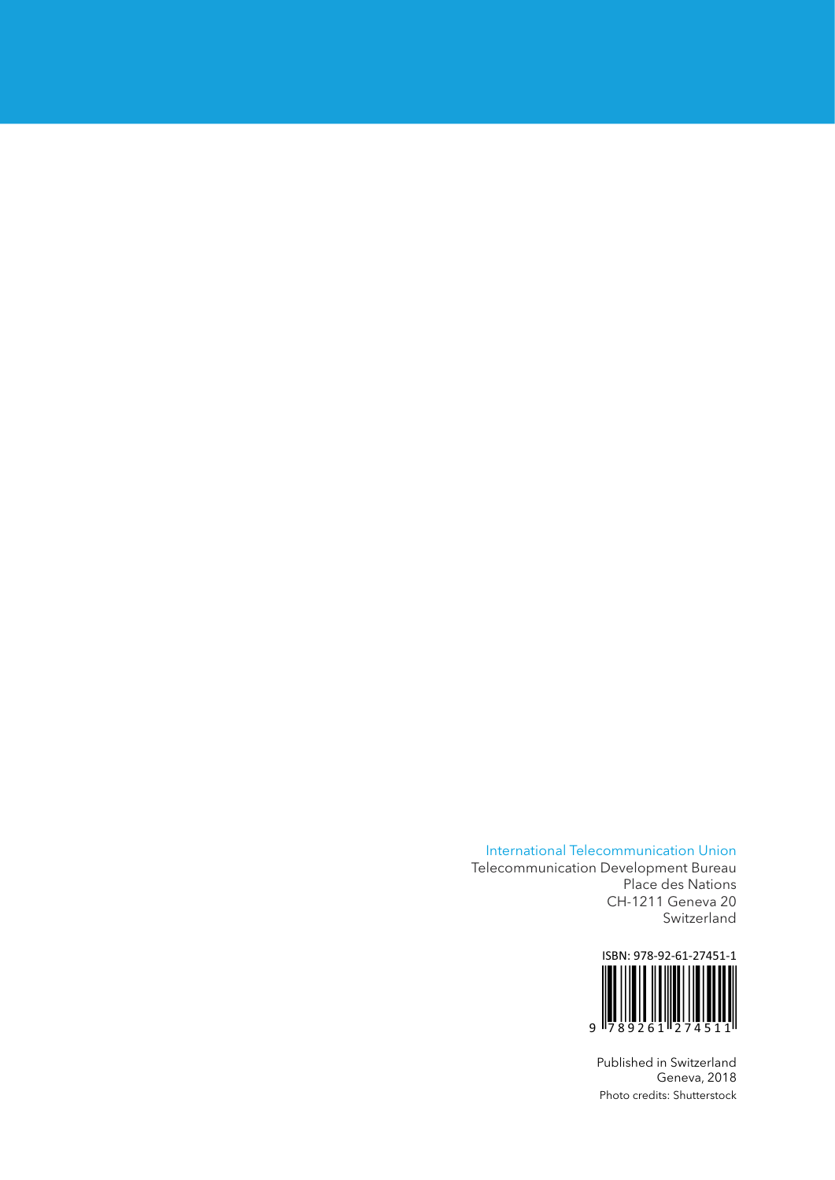International Telecommunication Union
Telecommunication Development Bureau
Place des Nations
CH-1211 Geneva 20
Switzerland

ISBN: 978-92-61-27451-1

9 789261 274511

Published in Switzerland
Geneva, 2018

Photo credits: Shutterstock